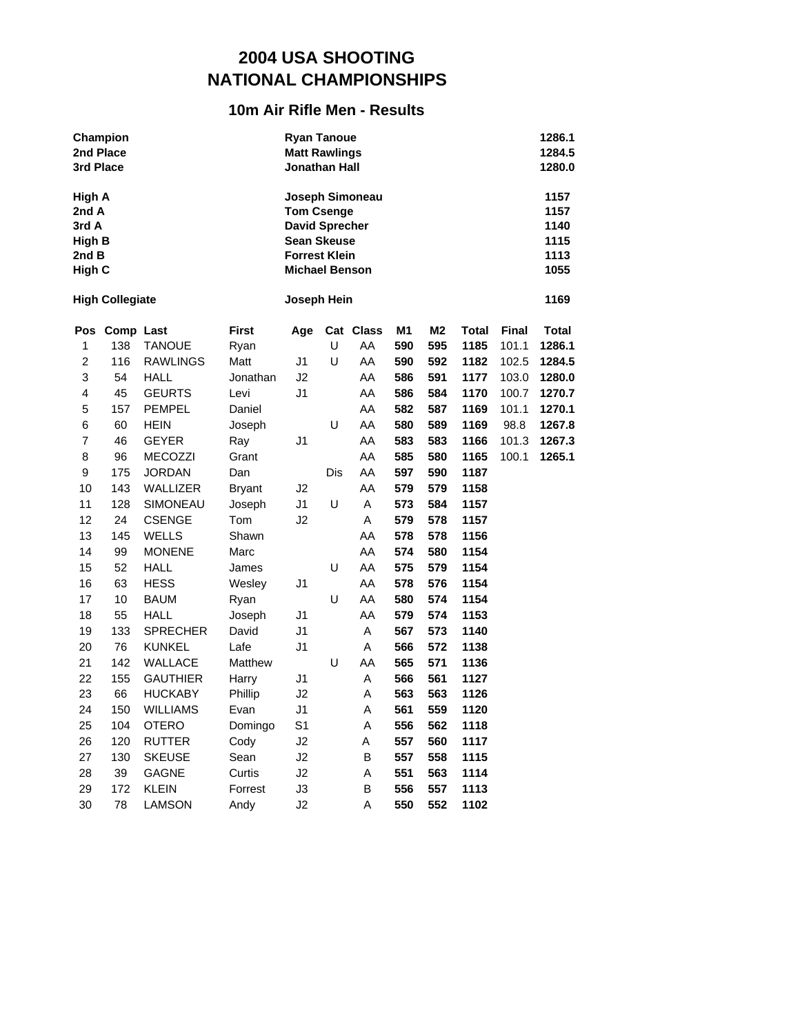# 2004 USA SHOOTING NATIONAL CHAMPIONSHIPS

## 10m Air Rifle Men - Results

| | | |
|---|---|---|
| **Champion** | **Ryan Tanoue** | **1286.1** |
| **2nd Place** | **Matt Rawlings** | **1284.5** |
| **3rd Place** | **Jonathan Hall** | **1280.0** |
| | | |
| **High A** | **Joseph Simoneau** | **1157** |
| **2nd A** | **Tom Csenge** | **1157** |
| **3rd A** | **David Sprecher** | **1140** |
| **High B** | **Sean Skeuse** | **1115** |
| **2nd B** | **Forrest Klein** | **1113** |
| **High C** | **Michael Benson** | **1055** |
| | | |
| **High Collegiate** | **Joseph Hein** | **1169** |

| Pos | Comp | Last | First | Age | Cat | Class | M1 | M2 | Total | Final | Total |
|---|---|---|---|---|---|---|---|---|---|---|---|
| 1 | 138 | TANOUE | Ryan | | U | AA | **590** | **595** | **1185** | 101.1 | **1286.1** |
| 2 | 116 | RAWLINGS | Matt | J1 | U | AA | **590** | **592** | **1182** | 102.5 | **1284.5** |
| 3 | 54 | HALL | Jonathan | J2 | | AA | **586** | **591** | **1177** | 103.0 | **1280.0** |
| 4 | 45 | GEURTS | Levi | J1 | | AA | **586** | **584** | **1170** | 100.7 | **1270.7** |
| 5 | 157 | PEMPEL | Daniel | | | AA | **582** | **587** | **1169** | 101.1 | **1270.1** |
| 6 | 60 | HEIN | Joseph | | U | AA | **580** | **589** | **1169** | 98.8 | **1267.8** |
| 7 | 46 | GEYER | Ray | J1 | | AA | **583** | **583** | **1166** | 101.3 | **1267.3** |
| 8 | 96 | MECOZZI | Grant | | | AA | **585** | **580** | **1165** | 100.1 | **1265.1** |
| 9 | 175 | JORDAN | Dan | | Dis | AA | **597** | **590** | **1187** | | |
| 10 | 143 | WALLIZER | Bryant | J2 | | AA | **579** | **579** | **1158** | | |
| 11 | 128 | SIMONEAU | Joseph | J1 | U | A | **573** | **584** | **1157** | | |
| 12 | 24 | CSENGE | Tom | J2 | | A | **579** | **578** | **1157** | | |
| 13 | 145 | WELLS | Shawn | | | AA | **578** | **578** | **1156** | | |
| 14 | 99 | MONENE | Marc | | | AA | **574** | **580** | **1154** | | |
| 15 | 52 | HALL | James | | U | AA | **575** | **579** | **1154** | | |
| 16 | 63 | HESS | Wesley | J1 | | AA | **578** | **576** | **1154** | | |
| 17 | 10 | BAUM | Ryan | | U | AA | **580** | **574** | **1154** | | |
| 18 | 55 | HALL | Joseph | J1 | | AA | **579** | **574** | **1153** | | |
| 19 | 133 | SPRECHER | David | J1 | | A | **567** | **573** | **1140** | | |
| 20 | 76 | KUNKEL | Lafe | J1 | | A | **566** | **572** | **1138** | | |
| 21 | 142 | WALLACE | Matthew | | U | AA | **565** | **571** | **1136** | | |
| 22 | 155 | GAUTHIER | Harry | J1 | | A | **566** | **561** | **1127** | | |
| 23 | 66 | HUCKABY | Phillip | J2 | | A | **563** | **563** | **1126** | | |
| 24 | 150 | WILLIAMS | Evan | J1 | | A | **561** | **559** | **1120** | | |
| 25 | 104 | OTERO | Domingo | S1 | | A | **556** | **562** | **1118** | | |
| 26 | 120 | RUTTER | Cody | J2 | | A | **557** | **560** | **1117** | | |
| 27 | 130 | SKEUSE | Sean | J2 | | B | **557** | **558** | **1115** | | |
| 28 | 39 | GAGNE | Curtis | J2 | | A | **551** | **563** | **1114** | | |
| 29 | 172 | KLEIN | Forrest | J3 | | B | **556** | **557** | **1113** | | |
| 30 | 78 | LAMSON | Andy | J2 | | A | **550** | **552** | **1102** | | |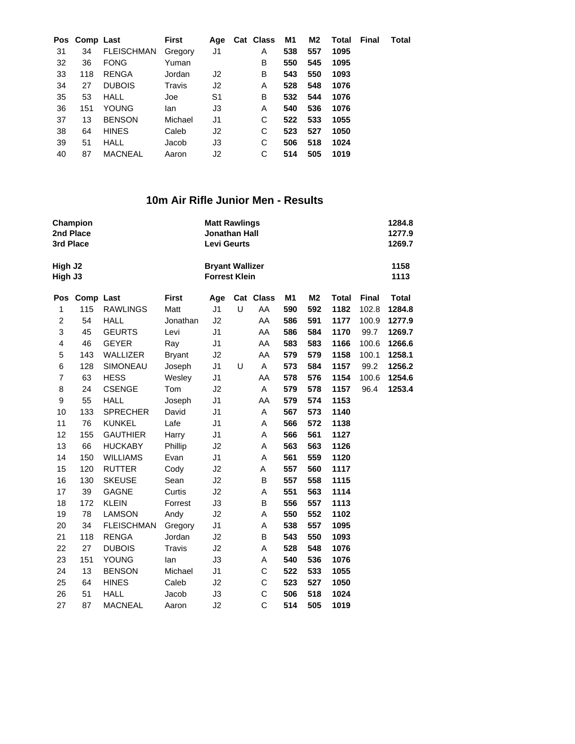| Pos | Comp | Last | First | Age | Cat | Class | M1 | M2 | Total | Final | Total |
|---|---|---|---|---|---|---|---|---|---|---|---|
| 31 | 34 | FLEISCHMAN | Gregory | J1 | | A | **538** | **557** | **1095** | | |
| 32 | 36 | FONG | Yuman | | | B | **550** | **545** | **1095** | | |
| 33 | 118 | RENGA | Jordan | J2 | | B | **543** | **550** | **1093** | | |
| 34 | 27 | DUBOIS | Travis | J2 | | A | **528** | **548** | **1076** | | |
| 35 | 53 | HALL | Joe | S1 | | B | **532** | **544** | **1076** | | |
| 36 | 151 | YOUNG | Ian | J3 | | A | **540** | **536** | **1076** | | |
| 37 | 13 | BENSON | Michael | J1 | | C | **522** | **533** | **1055** | | |
| 38 | 64 | HINES | Caleb | J2 | | C | **523** | **527** | **1050** | | |
| 39 | 51 | HALL | Jacob | J3 | | C | **506** | **518** | **1024** | | |
| 40 | 87 | MACNEAL | Aaron | J2 | | C | **514** | **505** | **1019** | | |

## 10m Air Rifle Junior Men - Results

| | | |
|---|---|---|
| **Champion** | **Matt Rawlings** | **1284.8** |
| **2nd Place** | **Jonathan Hall** | **1277.9** |
| **3rd Place** | **Levi Geurts** | **1269.7** |
| **High J2** | **Bryant Wallizer** | **1158** |
| **High J3** | **Forrest Klein** | **1113** |

| Pos | Comp | Last | First | Age | Cat | Class | M1 | M2 | Total | Final | Total |
|---|---|---|---|---|---|---|---|---|---|---|---|
| 1 | 115 | RAWLINGS | Matt | J1 | U | AA | **590** | **592** | **1182** | 102.8 | **1284.8** |
| 2 | 54 | HALL | Jonathan | J2 | | AA | **586** | **591** | **1177** | 100.9 | **1277.9** |
| 3 | 45 | GEURTS | Levi | J1 | | AA | **586** | **584** | **1170** | 99.7 | **1269.7** |
| 4 | 46 | GEYER | Ray | J1 | | AA | **583** | **583** | **1166** | 100.6 | **1266.6** |
| 5 | 143 | WALLIZER | Bryant | J2 | | AA | **579** | **579** | **1158** | 100.1 | **1258.1** |
| 6 | 128 | SIMONEAU | Joseph | J1 | U | A | **573** | **584** | **1157** | 99.2 | **1256.2** |
| 7 | 63 | HESS | Wesley | J1 | | AA | **578** | **576** | **1154** | 100.6 | **1254.6** |
| 8 | 24 | CSENGE | Tom | J2 | | A | **579** | **578** | **1157** | 96.4 | **1253.4** |
| 9 | 55 | HALL | Joseph | J1 | | AA | **579** | **574** | **1153** | | |
| 10 | 133 | SPRECHER | David | J1 | | A | **567** | **573** | **1140** | | |
| 11 | 76 | KUNKEL | Lafe | J1 | | A | **566** | **572** | **1138** | | |
| 12 | 155 | GAUTHIER | Harry | J1 | | A | **566** | **561** | **1127** | | |
| 13 | 66 | HUCKABY | Phillip | J2 | | A | **563** | **563** | **1126** | | |
| 14 | 150 | WILLIAMS | Evan | J1 | | A | **561** | **559** | **1120** | | |
| 15 | 120 | RUTTER | Cody | J2 | | A | **557** | **560** | **1117** | | |
| 16 | 130 | SKEUSE | Sean | J2 | | B | **557** | **558** | **1115** | | |
| 17 | 39 | GAGNE | Curtis | J2 | | A | **551** | **563** | **1114** | | |
| 18 | 172 | KLEIN | Forrest | J3 | | B | **556** | **557** | **1113** | | |
| 19 | 78 | LAMSON | Andy | J2 | | A | **550** | **552** | **1102** | | |
| 20 | 34 | FLEISCHMAN | Gregory | J1 | | A | **538** | **557** | **1095** | | |
| 21 | 118 | RENGA | Jordan | J2 | | B | **543** | **550** | **1093** | | |
| 22 | 27 | DUBOIS | Travis | J2 | | A | **528** | **548** | **1076** | | |
| 23 | 151 | YOUNG | Ian | J3 | | A | **540** | **536** | **1076** | | |
| 24 | 13 | BENSON | Michael | J1 | | C | **522** | **533** | **1055** | | |
| 25 | 64 | HINES | Caleb | J2 | | C | **523** | **527** | **1050** | | |
| 26 | 51 | HALL | Jacob | J3 | | C | **506** | **518** | **1024** | | |
| 27 | 87 | MACNEAL | Aaron | J2 | | C | **514** | **505** | **1019** | | |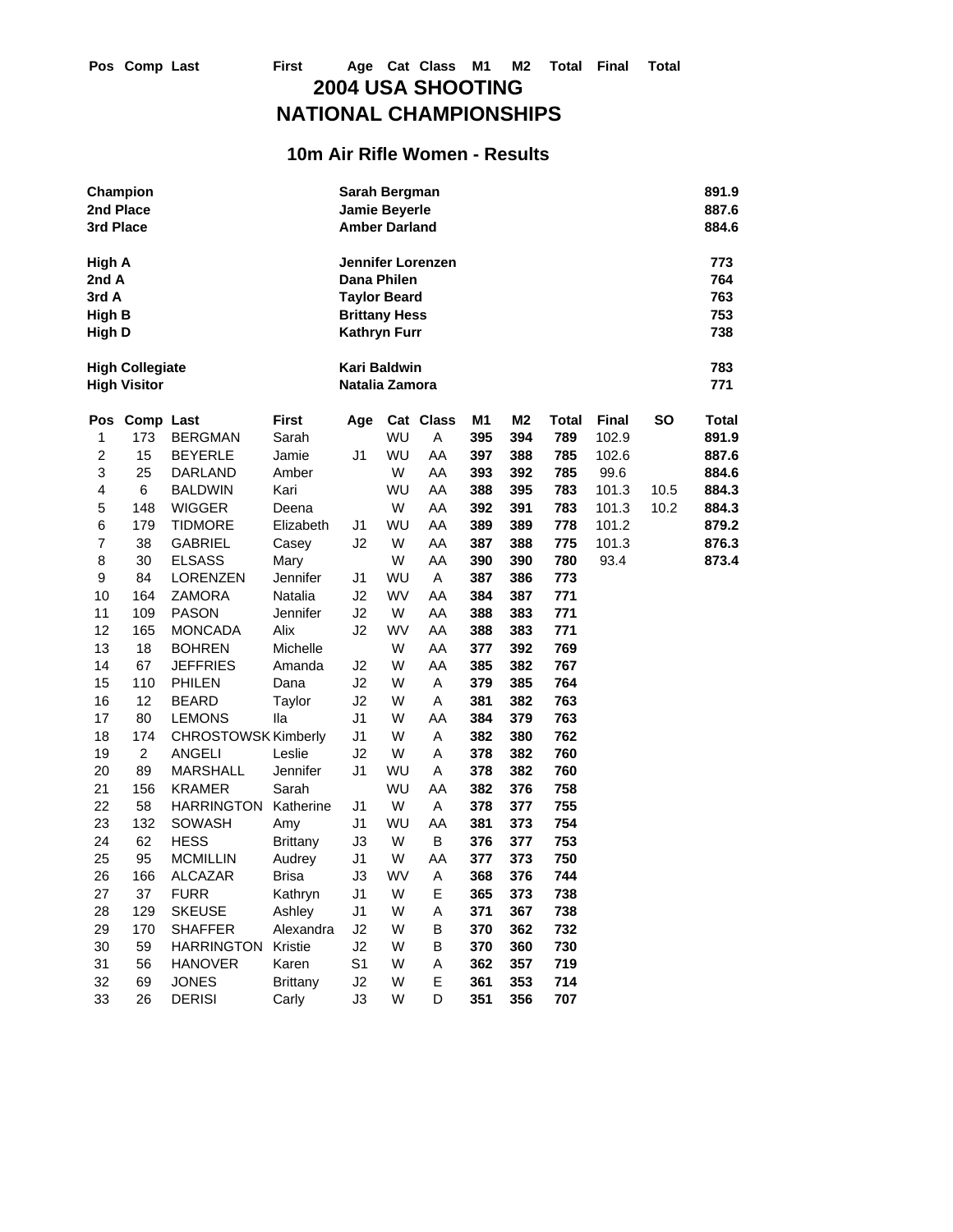# 2004 USA SHOOTING NATIONAL CHAMPIONSHIPS

## 10m Air Rifle Women - Results

| | | |
|---|---|---|
| **Champion** | **Sarah Bergman** | **891.9** |
| **2nd Place** | **Jamie Beyerle** | **887.6** |
| **3rd Place** | **Amber Darland** | **884.6** |
| | | |
| **High A** | **Jennifer Lorenzen** | **773** |
| **2nd A** | **Dana Philen** | **764** |
| **3rd A** | **Taylor Beard** | **763** |
| **High B** | **Brittany Hess** | **753** |
| **High D** | **Kathryn Furr** | **738** |
| | | |
| **High Collegiate** | **Kari Baldwin** | **783** |
| **High Visitor** | **Natalia Zamora** | **771** |

| Pos | Comp | Last | First | Age | Cat | Class | M1 | M2 | Total | Final | SO | Total |
|---|---|---|---|---|---|---|---|---|---|---|---|---|
| 1 | 173 | BERGMAN | Sarah | | WU | A | **395** | **394** | **789** | 102.9 | | **891.9** |
| 2 | 15 | BEYERLE | Jamie | J1 | WU | AA | **397** | **388** | **785** | 102.6 | | **887.6** |
| 3 | 25 | DARLAND | Amber | | W | AA | **393** | **392** | **785** | 99.6 | | **884.6** |
| 4 | 6 | BALDWIN | Kari | | WU | AA | **388** | **395** | **783** | 101.3 | 10.5 | **884.3** |
| 5 | 148 | WIGGER | Deena | | W | AA | **392** | **391** | **783** | 101.3 | 10.2 | **884.3** |
| 6 | 179 | TIDMORE | Elizabeth | J1 | WU | AA | **389** | **389** | **778** | 101.2 | | **879.2** |
| 7 | 38 | GABRIEL | Casey | J2 | W | AA | **387** | **388** | **775** | 101.3 | | **876.3** |
| 8 | 30 | ELSASS | Mary | | W | AA | **390** | **390** | **780** | 93.4 | | **873.4** |
| 9 | 84 | LORENZEN | Jennifer | J1 | WU | A | **387** | **386** | **773** | | | |
| 10 | 164 | ZAMORA | Natalia | J2 | WV | AA | **384** | **387** | **771** | | | |
| 11 | 109 | PASON | Jennifer | J2 | W | AA | **388** | **383** | **771** | | | |
| 12 | 165 | MONCADA | Alix | J2 | WV | AA | **388** | **383** | **771** | | | |
| 13 | 18 | BOHREN | Michelle | | W | AA | **377** | **392** | **769** | | | |
| 14 | 67 | JEFFRIES | Amanda | J2 | W | AA | **385** | **382** | **767** | | | |
| 15 | 110 | PHILEN | Dana | J2 | W | A | **379** | **385** | **764** | | | |
| 16 | 12 | BEARD | Taylor | J2 | W | A | **381** | **382** | **763** | | | |
| 17 | 80 | LEMONS | Ila | J1 | W | AA | **384** | **379** | **763** | | | |
| 18 | 174 | CHROSTOWSK | Kimberly | J1 | W | A | **382** | **380** | **762** | | | |
| 19 | 2 | ANGELI | Leslie | J2 | W | A | **378** | **382** | **760** | | | |
| 20 | 89 | MARSHALL | Jennifer | J1 | WU | A | **378** | **382** | **760** | | | |
| 21 | 156 | KRAMER | Sarah | | WU | AA | **382** | **376** | **758** | | | |
| 22 | 58 | HARRINGTON | Katherine | J1 | W | A | **378** | **377** | **755** | | | |
| 23 | 132 | SOWASH | Amy | J1 | WU | AA | **381** | **373** | **754** | | | |
| 24 | 62 | HESS | Brittany | J3 | W | B | **376** | **377** | **753** | | | |
| 25 | 95 | MCMILLIN | Audrey | J1 | W | AA | **377** | **373** | **750** | | | |
| 26 | 166 | ALCAZAR | Brisa | J3 | WV | A | **368** | **376** | **744** | | | |
| 27 | 37 | FURR | Kathryn | J1 | W | E | **365** | **373** | **738** | | | |
| 28 | 129 | SKEUSE | Ashley | J1 | W | A | **371** | **367** | **738** | | | |
| 29 | 170 | SHAFFER | Alexandra | J2 | W | B | **370** | **362** | **732** | | | |
| 30 | 59 | HARRINGTON | Kristie | J2 | W | B | **370** | **360** | **730** | | | |
| 31 | 56 | HANOVER | Karen | S1 | W | A | **362** | **357** | **719** | | | |
| 32 | 69 | JONES | Brittany | J2 | W | E | **361** | **353** | **714** | | | |
| 33 | 26 | DERISI | Carly | J3 | W | D | **351** | **356** | **707** | | | |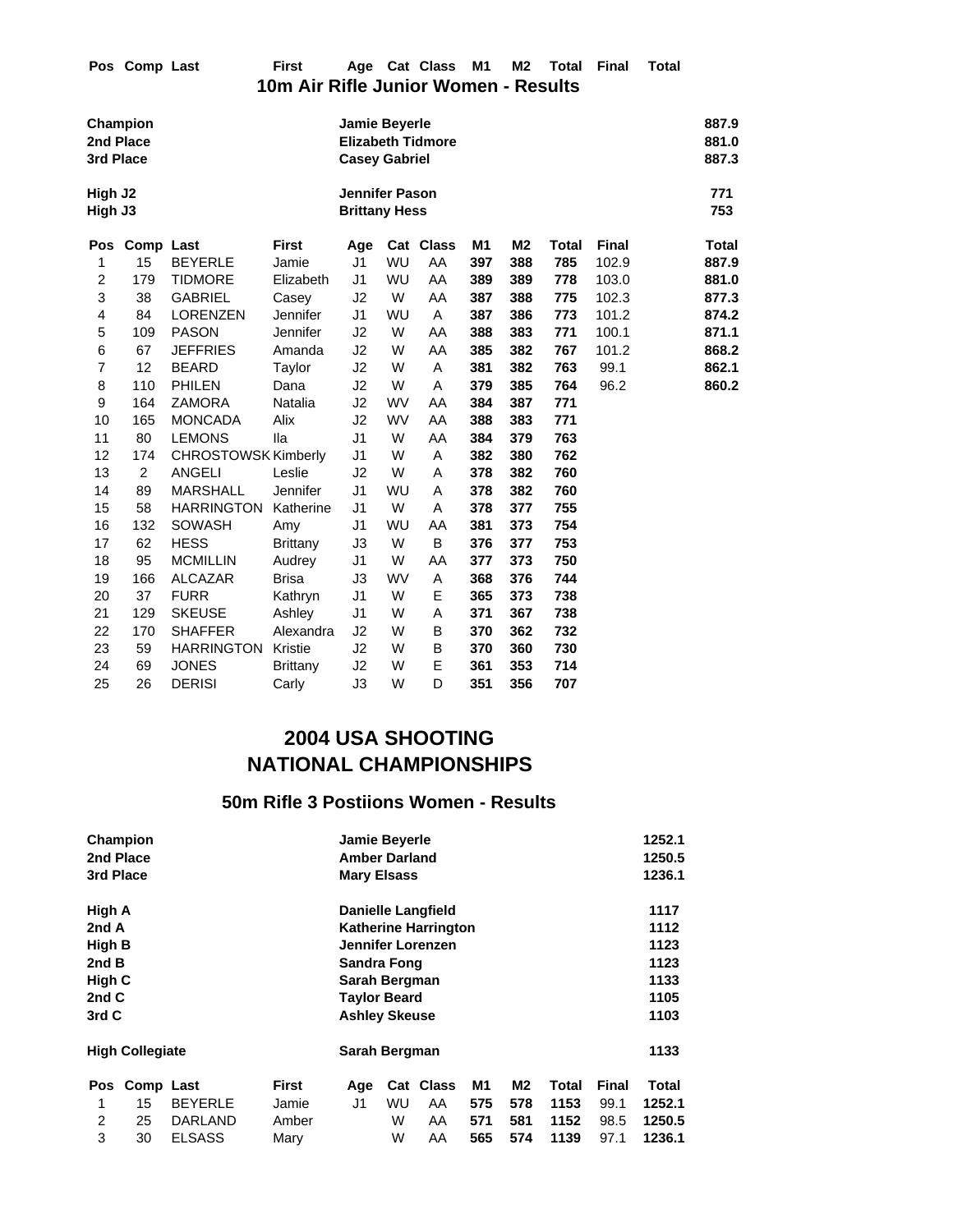| Pos | Comp | Last | First | Age | Cat | Class | M1 | M2 | Total | Final | Total |
|---|---|---|---|---|---|---|---|---|---|---|---|

## 10m Air Rifle Junior Women - Results

| | | |
|---|---|---|
| **Champion** | **Jamie Beyerle** | **887.9** |
| **2nd Place** | **Elizabeth Tidmore** | **881.0** |
| **3rd Place** | **Casey Gabriel** | **887.3** |
| | | |
| **High J2** | **Jennifer Pason** | **771** |
| **High J3** | **Brittany Hess** | **753** |

| Pos | Comp | Last | First | Age | Cat | Class | M1 | M2 | Total | Final | Total |
|---|---|---|---|---|---|---|---|---|---|---|---|
| 1 | 15 | BEYERLE | Jamie | J1 | WU | AA | **397** | **388** | **785** | 102.9 | **887.9** |
| 2 | 179 | TIDMORE | Elizabeth | J1 | WU | AA | **389** | **389** | **778** | 103.0 | **881.0** |
| 3 | 38 | GABRIEL | Casey | J2 | W | AA | **387** | **388** | **775** | 102.3 | **877.3** |
| 4 | 84 | LORENZEN | Jennifer | J1 | WU | A | **387** | **386** | **773** | 101.2 | **874.2** |
| 5 | 109 | PASON | Jennifer | J2 | W | AA | **388** | **383** | **771** | 100.1 | **871.1** |
| 6 | 67 | JEFFRIES | Amanda | J2 | W | AA | **385** | **382** | **767** | 101.2 | **868.2** |
| 7 | 12 | BEARD | Taylor | J2 | W | A | **381** | **382** | **763** | 99.1 | **862.1** |
| 8 | 110 | PHILEN | Dana | J2 | W | A | **379** | **385** | **764** | 96.2 | **860.2** |
| 9 | 164 | ZAMORA | Natalia | J2 | WV | AA | **384** | **387** | **771** | | |
| 10 | 165 | MONCADA | Alix | J2 | WV | AA | **388** | **383** | **771** | | |
| 11 | 80 | LEMONS | Ila | J1 | W | AA | **384** | **379** | **763** | | |
| 12 | 174 | CHROSTOWSK | Kimberly | J1 | W | A | **382** | **380** | **762** | | |
| 13 | 2 | ANGELI | Leslie | J2 | W | A | **378** | **382** | **760** | | |
| 14 | 89 | MARSHALL | Jennifer | J1 | WU | A | **378** | **382** | **760** | | |
| 15 | 58 | HARRINGTON | Katherine | J1 | W | A | **378** | **377** | **755** | | |
| 16 | 132 | SOWASH | Amy | J1 | WU | AA | **381** | **373** | **754** | | |
| 17 | 62 | HESS | Brittany | J3 | W | B | **376** | **377** | **753** | | |
| 18 | 95 | MCMILLIN | Audrey | J1 | W | AA | **377** | **373** | **750** | | |
| 19 | 166 | ALCAZAR | Brisa | J3 | WV | A | **368** | **376** | **744** | | |
| 20 | 37 | FURR | Kathryn | J1 | W | E | **365** | **373** | **738** | | |
| 21 | 129 | SKEUSE | Ashley | J1 | W | A | **371** | **367** | **738** | | |
| 22 | 170 | SHAFFER | Alexandra | J2 | W | B | **370** | **362** | **732** | | |
| 23 | 59 | HARRINGTON | Kristie | J2 | W | B | **370** | **360** | **730** | | |
| 24 | 69 | JONES | Brittany | J2 | W | E | **361** | **353** | **714** | | |
| 25 | 26 | DERISI | Carly | J3 | W | D | **351** | **356** | **707** | | |

# 2004 USA SHOOTING NATIONAL CHAMPIONSHIPS

## 50m Rifle 3 Postiions Women - Results

| | | |
|---|---|---|
| **Champion** | **Jamie Beyerle** | **1252.1** |
| **2nd Place** | **Amber Darland** | **1250.5** |
| **3rd Place** | **Mary Elsass** | **1236.1** |
| | | |
| **High A** | **Danielle Langfield** | **1117** |
| **2nd A** | **Katherine Harrington** | **1112** |
| **High B** | **Jennifer Lorenzen** | **1123** |
| **2nd B** | **Sandra Fong** | **1123** |
| **High C** | **Sarah Bergman** | **1133** |
| **2nd C** | **Taylor Beard** | **1105** |
| **3rd C** | **Ashley Skeuse** | **1103** |
| | | |
| **High Collegiate** | **Sarah Bergman** | **1133** |

| Pos | Comp | Last | First | Age | Cat | Class | M1 | M2 | Total | Final | Total |
|---|---|---|---|---|---|---|---|---|---|---|---|
| 1 | 15 | BEYERLE | Jamie | J1 | WU | AA | **575** | **578** | **1153** | 99.1 | **1252.1** |
| 2 | 25 | DARLAND | Amber | | W | AA | **571** | **581** | **1152** | 98.5 | **1250.5** |
| 3 | 30 | ELSASS | Mary | | W | AA | **565** | **574** | **1139** | 97.1 | **1236.1** |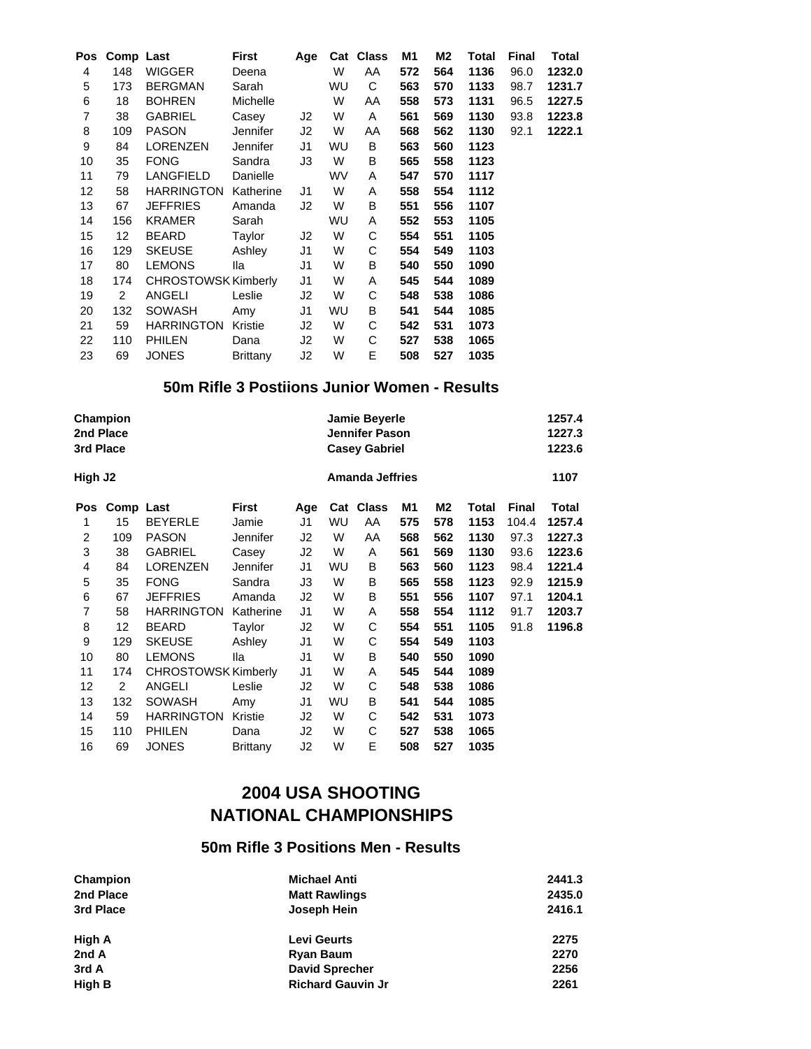| Pos | Comp | Last | First | Age | Cat | Class | M1 | M2 | Total | Final | Total |
|---|---|---|---|---|---|---|---|---|---|---|---|
| 4 | 148 | WIGGER | Deena | | W | AA | **572** | **564** | **1136** | 96.0 | **1232.0** |
| 5 | 173 | BERGMAN | Sarah | | WU | C | **563** | **570** | **1133** | 98.7 | **1231.7** |
| 6 | 18 | BOHREN | Michelle | | W | AA | **558** | **573** | **1131** | 96.5 | **1227.5** |
| 7 | 38 | GABRIEL | Casey | J2 | W | A | **561** | **569** | **1130** | 93.8 | **1223.8** |
| 8 | 109 | PASON | Jennifer | J2 | W | AA | **568** | **562** | **1130** | 92.1 | **1222.1** |
| 9 | 84 | LORENZEN | Jennifer | J1 | WU | B | **563** | **560** | **1123** | | |
| 10 | 35 | FONG | Sandra | J3 | W | B | **565** | **558** | **1123** | | |
| 11 | 79 | LANGFIELD | Danielle | | WV | A | **547** | **570** | **1117** | | |
| 12 | 58 | HARRINGTON | Katherine | J1 | W | A | **558** | **554** | **1112** | | |
| 13 | 67 | JEFFRIES | Amanda | J2 | W | B | **551** | **556** | **1107** | | |
| 14 | 156 | KRAMER | Sarah | | WU | A | **552** | **553** | **1105** | | |
| 15 | 12 | BEARD | Taylor | J2 | W | C | **554** | **551** | **1105** | | |
| 16 | 129 | SKEUSE | Ashley | J1 | W | C | **554** | **549** | **1103** | | |
| 17 | 80 | LEMONS | Ila | J1 | W | B | **540** | **550** | **1090** | | |
| 18 | 174 | CHROSTOWSK | Kimberly | J1 | W | A | **545** | **544** | **1089** | | |
| 19 | 2 | ANGELI | Leslie | J2 | W | C | **548** | **538** | **1086** | | |
| 20 | 132 | SOWASH | Amy | J1 | WU | B | **541** | **544** | **1085** | | |
| 21 | 59 | HARRINGTON | Kristie | J2 | W | C | **542** | **531** | **1073** | | |
| 22 | 110 | PHILEN | Dana | J2 | W | C | **527** | **538** | **1065** | | |
| 23 | 69 | JONES | Brittany | J2 | W | E | **508** | **527** | **1035** | | |

## 50m Rifle 3 Postiions Junior Women - Results

| | | |
|---|---|---|
| **Champion** | **Jamie Beyerle** | **1257.4** |
| **2nd Place** | **Jennifer Pason** | **1227.3** |
| **3rd Place** | **Casey Gabriel** | **1223.6** |
| **High J2** | **Amanda Jeffries** | **1107** |

| Pos | Comp | Last | First | Age | Cat | Class | M1 | M2 | Total | Final | Total |
|---|---|---|---|---|---|---|---|---|---|---|---|
| 1 | 15 | BEYERLE | Jamie | J1 | WU | AA | **575** | **578** | **1153** | 104.4 | **1257.4** |
| 2 | 109 | PASON | Jennifer | J2 | W | AA | **568** | **562** | **1130** | 97.3 | **1227.3** |
| 3 | 38 | GABRIEL | Casey | J2 | W | A | **561** | **569** | **1130** | 93.6 | **1223.6** |
| 4 | 84 | LORENZEN | Jennifer | J1 | WU | B | **563** | **560** | **1123** | 98.4 | **1221.4** |
| 5 | 35 | FONG | Sandra | J3 | W | B | **565** | **558** | **1123** | 92.9 | **1215.9** |
| 6 | 67 | JEFFRIES | Amanda | J2 | W | B | **551** | **556** | **1107** | 97.1 | **1204.1** |
| 7 | 58 | HARRINGTON | Katherine | J1 | W | A | **558** | **554** | **1112** | 91.7 | **1203.7** |
| 8 | 12 | BEARD | Taylor | J2 | W | C | **554** | **551** | **1105** | 91.8 | **1196.8** |
| 9 | 129 | SKEUSE | Ashley | J1 | W | C | **554** | **549** | **1103** | | |
| 10 | 80 | LEMONS | Ila | J1 | W | B | **540** | **550** | **1090** | | |
| 11 | 174 | CHROSTOWSK | Kimberly | J1 | W | A | **545** | **544** | **1089** | | |
| 12 | 2 | ANGELI | Leslie | J2 | W | C | **548** | **538** | **1086** | | |
| 13 | 132 | SOWASH | Amy | J1 | WU | B | **541** | **544** | **1085** | | |
| 14 | 59 | HARRINGTON | Kristie | J2 | W | C | **542** | **531** | **1073** | | |
| 15 | 110 | PHILEN | Dana | J2 | W | C | **527** | **538** | **1065** | | |
| 16 | 69 | JONES | Brittany | J2 | W | E | **508** | **527** | **1035** | | |

# 2004 USA SHOOTING NATIONAL CHAMPIONSHIPS

## 50m Rifle 3 Positions Men - Results

| | | |
|---|---|---|
| **Champion** | **Michael Anti** | **2441.3** |
| **2nd Place** | **Matt Rawlings** | **2435.0** |
| **3rd Place** | **Joseph Hein** | **2416.1** |
| **High A** | **Levi Geurts** | **2275** |
| **2nd A** | **Ryan Baum** | **2270** |
| **3rd A** | **David Sprecher** | **2256** |
| **High B** | **Richard Gauvin Jr** | **2261** |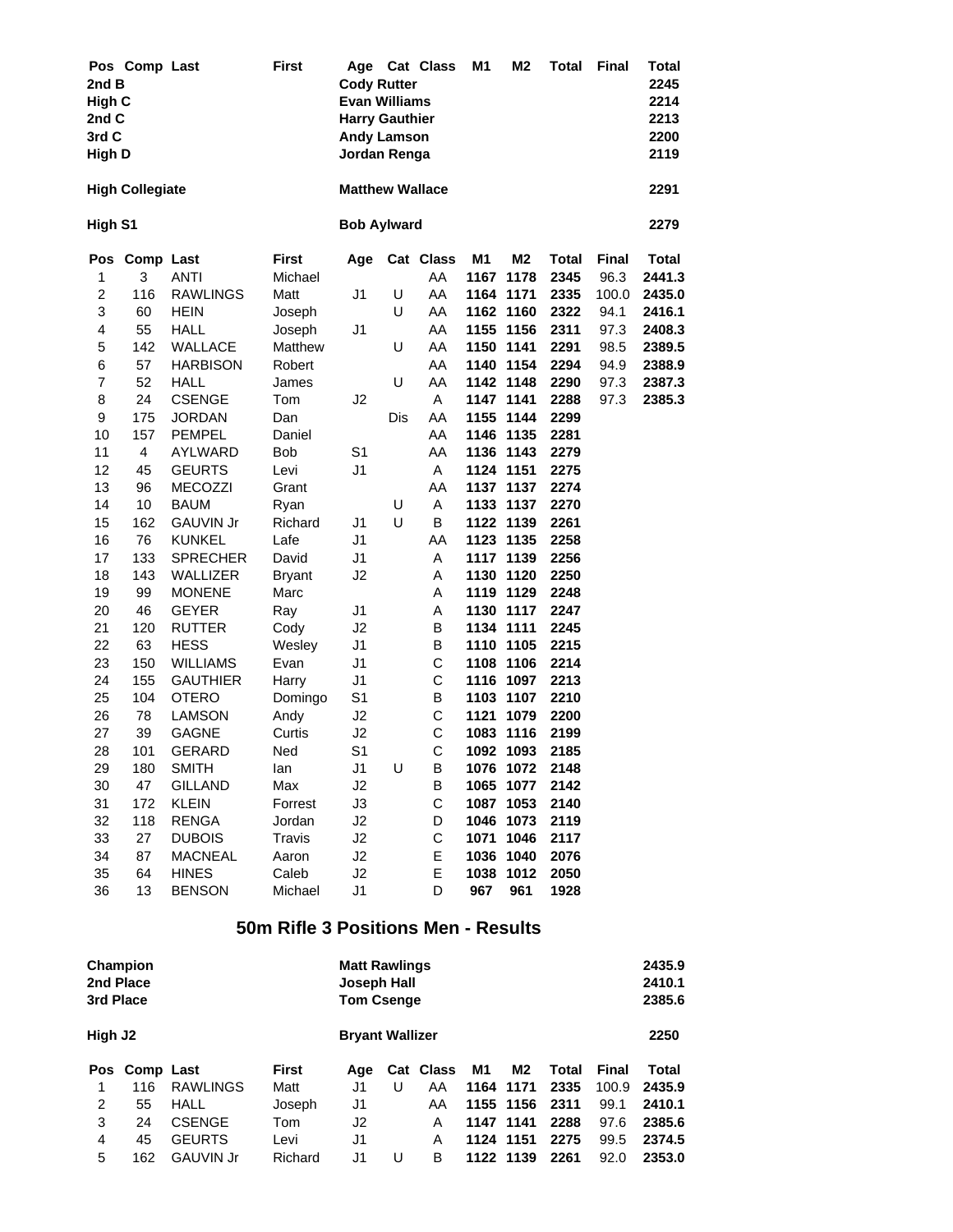| Pos | Comp | Last | First | Age | Cat | Class | M1 | M2 | Total | Final | Total |
|---|---|---|---|---|---|---|---|---|---|---|---|
| 2nd B | | | | Cody Rutter | | | | | | | 2245 |
| High C | | | | Evan Williams | | | | | | | 2214 |
| 2nd C | | | | Harry Gauthier | | | | | | | 2213 |
| 3rd C | | | | Andy Lamson | | | | | | | 2200 |
| High D | | | | Jordan Renga | | | | | | | 2119 |
| High Collegiate | | | | Matthew Wallace | | | | | | | 2291 |
| High S1 | | | | Bob Aylward | | | | | | | 2279 |

| Pos | Comp | Last | First | Age | Cat | Class | M1 | M2 | Total | Final | Total |
|---|---|---|---|---|---|---|---|---|---|---|---|
| 1 | 3 | ANTI | Michael | | | AA | 1167 | 1178 | 2345 | 96.3 | 2441.3 |
| 2 | 116 | RAWLINGS | Matt | J1 | U | AA | 1164 | 1171 | 2335 | 100.0 | 2435.0 |
| 3 | 60 | HEIN | Joseph | | U | AA | 1162 | 1160 | 2322 | 94.1 | 2416.1 |
| 4 | 55 | HALL | Joseph | J1 | | AA | 1155 | 1156 | 2311 | 97.3 | 2408.3 |
| 5 | 142 | WALLACE | Matthew | | U | AA | 1150 | 1141 | 2291 | 98.5 | 2389.5 |
| 6 | 57 | HARBISON | Robert | | | AA | 1140 | 1154 | 2294 | 94.9 | 2388.9 |
| 7 | 52 | HALL | James | | U | AA | 1142 | 1148 | 2290 | 97.3 | 2387.3 |
| 8 | 24 | CSENGE | Tom | J2 | | A | 1147 | 1141 | 2288 | 97.3 | 2385.3 |
| 9 | 175 | JORDAN | Dan | | Dis | AA | 1155 | 1144 | 2299 | | |
| 10 | 157 | PEMPEL | Daniel | | | AA | 1146 | 1135 | 2281 | | |
| 11 | 4 | AYLWARD | Bob | S1 | | AA | 1136 | 1143 | 2279 | | |
| 12 | 45 | GEURTS | Levi | J1 | | A | 1124 | 1151 | 2275 | | |
| 13 | 96 | MECOZZI | Grant | | | AA | 1137 | 1137 | 2274 | | |
| 14 | 10 | BAUM | Ryan | | U | A | 1133 | 1137 | 2270 | | |
| 15 | 162 | GAUVIN Jr | Richard | J1 | U | B | 1122 | 1139 | 2261 | | |
| 16 | 76 | KUNKEL | Lafe | J1 | | AA | 1123 | 1135 | 2258 | | |
| 17 | 133 | SPRECHER | David | J1 | | A | 1117 | 1139 | 2256 | | |
| 18 | 143 | WALLIZER | Bryant | J2 | | A | 1130 | 1120 | 2250 | | |
| 19 | 99 | MONENE | Marc | | | A | 1119 | 1129 | 2248 | | |
| 20 | 46 | GEYER | Ray | J1 | | A | 1130 | 1117 | 2247 | | |
| 21 | 120 | RUTTER | Cody | J2 | | B | 1134 | 1111 | 2245 | | |
| 22 | 63 | HESS | Wesley | J1 | | B | 1110 | 1105 | 2215 | | |
| 23 | 150 | WILLIAMS | Evan | J1 | | C | 1108 | 1106 | 2214 | | |
| 24 | 155 | GAUTHIER | Harry | J1 | | C | 1116 | 1097 | 2213 | | |
| 25 | 104 | OTERO | Domingo | S1 | | B | 1103 | 1107 | 2210 | | |
| 26 | 78 | LAMSON | Andy | J2 | | C | 1121 | 1079 | 2200 | | |
| 27 | 39 | GAGNE | Curtis | J2 | | C | 1083 | 1116 | 2199 | | |
| 28 | 101 | GERARD | Ned | S1 | | C | 1092 | 1093 | 2185 | | |
| 29 | 180 | SMITH | Ian | J1 | U | B | 1076 | 1072 | 2148 | | |
| 30 | 47 | GILLAND | Max | J2 | | B | 1065 | 1077 | 2142 | | |
| 31 | 172 | KLEIN | Forrest | J3 | | C | 1087 | 1053 | 2140 | | |
| 32 | 118 | RENGA | Jordan | J2 | | D | 1046 | 1073 | 2119 | | |
| 33 | 27 | DUBOIS | Travis | J2 | | C | 1071 | 1046 | 2117 | | |
| 34 | 87 | MACNEAL | Aaron | J2 | | E | 1036 | 1040 | 2076 | | |
| 35 | 64 | HINES | Caleb | J2 | | E | 1038 | 1012 | 2050 | | |
| 36 | 13 | BENSON | Michael | J1 | | D | 967 | 961 | 1928 | | |

## 50m Rifle 3 Positions Men - Results

| | | |
|---|---|---|
| **Champion** | **Matt Rawlings** | **2435.9** |
| **2nd Place** | **Joseph Hall** | **2410.1** |
| **3rd Place** | **Tom Csenge** | **2385.6** |
| **High J2** | **Bryant Wallizer** | **2250** |

| Pos | Comp | Last | First | Age | Cat | Class | M1 | M2 | Total | Final | Total |
|---|---|---|---|---|---|---|---|---|---|---|---|
| 1 | 116 | RAWLINGS | Matt | J1 | U | AA | 1164 | 1171 | 2335 | 100.9 | 2435.9 |
| 2 | 55 | HALL | Joseph | J1 | | AA | 1155 | 1156 | 2311 | 99.1 | 2410.1 |
| 3 | 24 | CSENGE | Tom | J2 | | A | 1147 | 1141 | 2288 | 97.6 | 2385.6 |
| 4 | 45 | GEURTS | Levi | J1 | | A | 1124 | 1151 | 2275 | 99.5 | 2374.5 |
| 5 | 162 | GAUVIN Jr | Richard | J1 | U | B | 1122 | 1139 | 2261 | 92.0 | 2353.0 |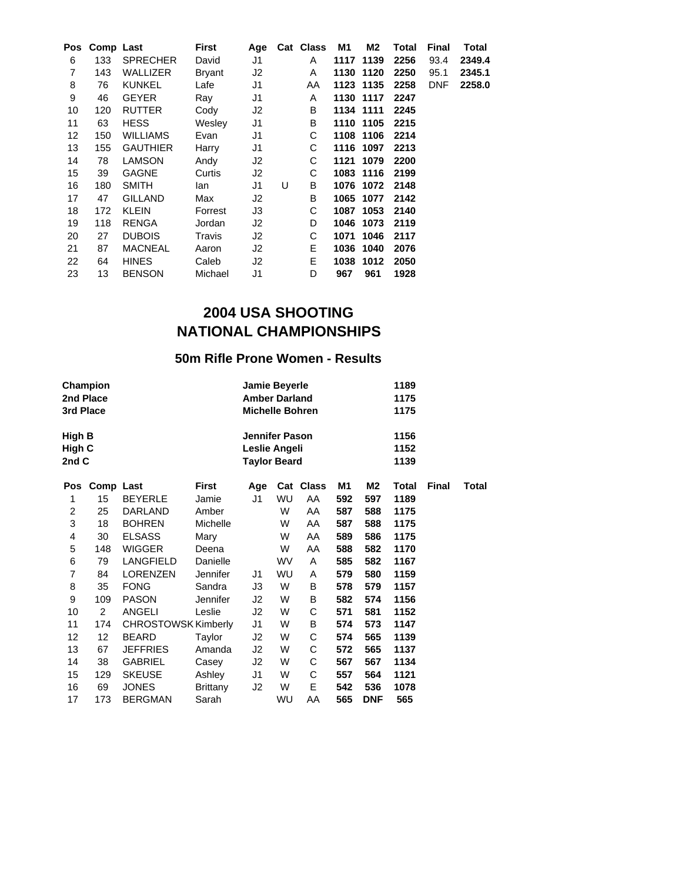| Pos | Comp | Last | First | Age | Cat | Class | M1 | M2 | Total | Final | Total |
|---|---|---|---|---|---|---|---|---|---|---|---|
| 6 | 133 | SPRECHER | David | J1 | | A | **1117** | **1139** | **2256** | 93.4 | **2349.4** |
| 7 | 143 | WALLIZER | Bryant | J2 | | A | **1130** | **1120** | **2250** | 95.1 | **2345.1** |
| 8 | 76 | KUNKEL | Lafe | J1 | | AA | **1123** | **1135** | **2258** | DNF | **2258.0** |
| 9 | 46 | GEYER | Ray | J1 | | A | **1130** | **1117** | **2247** | | |
| 10 | 120 | RUTTER | Cody | J2 | | B | **1134** | **1111** | **2245** | | |
| 11 | 63 | HESS | Wesley | J1 | | B | **1110** | **1105** | **2215** | | |
| 12 | 150 | WILLIAMS | Evan | J1 | | C | **1108** | **1106** | **2214** | | |
| 13 | 155 | GAUTHIER | Harry | J1 | | C | **1116** | **1097** | **2213** | | |
| 14 | 78 | LAMSON | Andy | J2 | | C | **1121** | **1079** | **2200** | | |
| 15 | 39 | GAGNE | Curtis | J2 | | C | **1083** | **1116** | **2199** | | |
| 16 | 180 | SMITH | Ian | J1 | U | B | **1076** | **1072** | **2148** | | |
| 17 | 47 | GILLAND | Max | J2 | | B | **1065** | **1077** | **2142** | | |
| 18 | 172 | KLEIN | Forrest | J3 | | C | **1087** | **1053** | **2140** | | |
| 19 | 118 | RENGA | Jordan | J2 | | D | **1046** | **1073** | **2119** | | |
| 20 | 27 | DUBOIS | Travis | J2 | | C | **1071** | **1046** | **2117** | | |
| 21 | 87 | MACNEAL | Aaron | J2 | | E | **1036** | **1040** | **2076** | | |
| 22 | 64 | HINES | Caleb | J2 | | E | **1038** | **1012** | **2050** | | |
| 23 | 13 | BENSON | Michael | J1 | | D | **967** | **961** | **1928** | | |

# 2004 USA SHOOTING NATIONAL CHAMPIONSHIPS

## 50m Rifle Prone Women - Results

| | | |
|---|---|---|
| **Champion** | **Jamie Beyerle** | **1189** |
| **2nd Place** | **Amber Darland** | **1175** |
| **3rd Place** | **Michelle Bohren** | **1175** |
| **High B** | **Jennifer Pason** | **1156** |
| **High C** | **Leslie Angeli** | **1152** |
| **2nd C** | **Taylor Beard** | **1139** |

| Pos | Comp | Last | First | Age | Cat | Class | M1 | M2 | Total | Final | Total |
|---|---|---|---|---|---|---|---|---|---|---|---|
| 1 | 15 | BEYERLE | Jamie | J1 | WU | AA | **592** | **597** | **1189** | | |
| 2 | 25 | DARLAND | Amber | | W | AA | **587** | **588** | **1175** | | |
| 3 | 18 | BOHREN | Michelle | | W | AA | **587** | **588** | **1175** | | |
| 4 | 30 | ELSASS | Mary | | W | AA | **589** | **586** | **1175** | | |
| 5 | 148 | WIGGER | Deena | | W | AA | **588** | **582** | **1170** | | |
| 6 | 79 | LANGFIELD | Danielle | | WV | A | **585** | **582** | **1167** | | |
| 7 | 84 | LORENZEN | Jennifer | J1 | WU | A | **579** | **580** | **1159** | | |
| 8 | 35 | FONG | Sandra | J3 | W | B | **578** | **579** | **1157** | | |
| 9 | 109 | PASON | Jennifer | J2 | W | B | **582** | **574** | **1156** | | |
| 10 | 2 | ANGELI | Leslie | J2 | W | C | **571** | **581** | **1152** | | |
| 11 | 174 | CHROSTOWSK | Kimberly | J1 | W | B | **574** | **573** | **1147** | | |
| 12 | 12 | BEARD | Taylor | J2 | W | C | **574** | **565** | **1139** | | |
| 13 | 67 | JEFFRIES | Amanda | J2 | W | C | **572** | **565** | **1137** | | |
| 14 | 38 | GABRIEL | Casey | J2 | W | C | **567** | **567** | **1134** | | |
| 15 | 129 | SKEUSE | Ashley | J1 | W | C | **557** | **564** | **1121** | | |
| 16 | 69 | JONES | Brittany | J2 | W | E | **542** | **536** | **1078** | | |
| 17 | 173 | BERGMAN | Sarah | | WU | AA | **565** | **DNF** | **565** | | |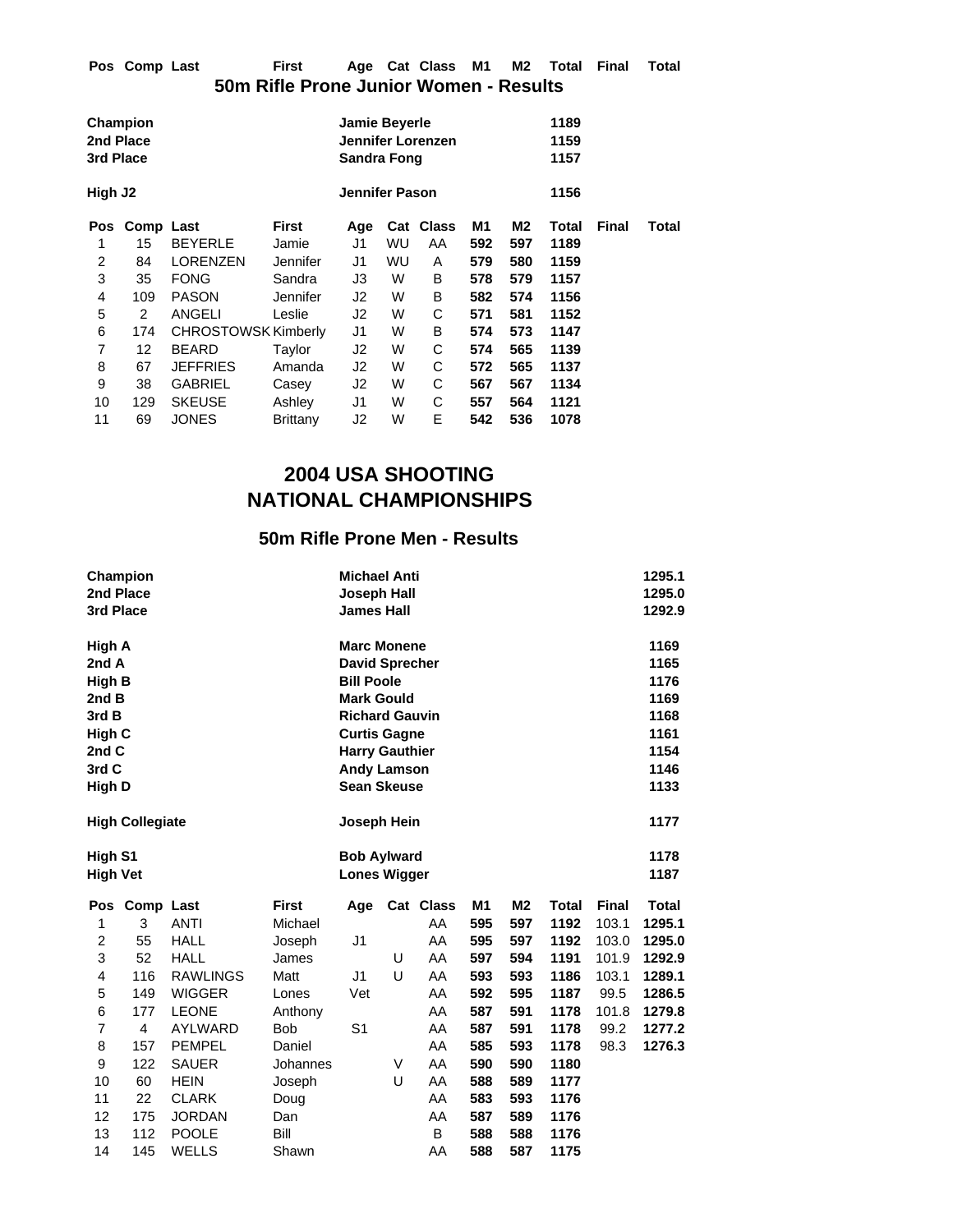| Pos | Comp | Last | First | Age | Cat | Class | M1 | M2 | Total | Final | Total |
|---|---|---|---|---|---|---|---|---|---|---|---|

## 50m Rifle Prone Junior Women - Results

| | | |
|---|---|---|
| **Champion** | **Jamie Beyerle** | **1189** |
| **2nd Place** | **Jennifer Lorenzen** | **1159** |
| **3rd Place** | **Sandra Fong** | **1157** |
| | | |
| **High J2** | **Jennifer Pason** | **1156** |

| Pos | Comp | Last | First | Age | Cat | Class | M1 | M2 | Total | Final | Total |
|---|---|---|---|---|---|---|---|---|---|---|---|
| 1 | 15 | BEYERLE | Jamie | J1 | WU | AA | **592** | **597** | **1189** | | |
| 2 | 84 | LORENZEN | Jennifer | J1 | WU | A | **579** | **580** | **1159** | | |
| 3 | 35 | FONG | Sandra | J3 | W | B | **578** | **579** | **1157** | | |
| 4 | 109 | PASON | Jennifer | J2 | W | B | **582** | **574** | **1156** | | |
| 5 | 2 | ANGELI | Leslie | J2 | W | C | **571** | **581** | **1152** | | |
| 6 | 174 | CHROSTOWSK | Kimberly | J1 | W | B | **574** | **573** | **1147** | | |
| 7 | 12 | BEARD | Taylor | J2 | W | C | **574** | **565** | **1139** | | |
| 8 | 67 | JEFFRIES | Amanda | J2 | W | C | **572** | **565** | **1137** | | |
| 9 | 38 | GABRIEL | Casey | J2 | W | C | **567** | **567** | **1134** | | |
| 10 | 129 | SKEUSE | Ashley | J1 | W | C | **557** | **564** | **1121** | | |
| 11 | 69 | JONES | Brittany | J2 | W | E | **542** | **536** | **1078** | | |

# 2004 USA SHOOTING NATIONAL CHAMPIONSHIPS

## 50m Rifle Prone Men - Results

| | | |
|---|---|---|
| **Champion** | **Michael Anti** | **1295.1** |
| **2nd Place** | **Joseph Hall** | **1295.0** |
| **3rd Place** | **James Hall** | **1292.9** |
| | | |
| **High A** | **Marc Monene** | **1169** |
| **2nd A** | **David Sprecher** | **1165** |
| **High B** | **Bill Poole** | **1176** |
| **2nd B** | **Mark Gould** | **1169** |
| **3rd B** | **Richard Gauvin** | **1168** |
| **High C** | **Curtis Gagne** | **1161** |
| **2nd C** | **Harry Gauthier** | **1154** |
| **3rd C** | **Andy Lamson** | **1146** |
| **High D** | **Sean Skeuse** | **1133** |
| | | |
| **High Collegiate** | **Joseph Hein** | **1177** |
| | | |
| **High S1** | **Bob Aylward** | **1178** |
| **High Vet** | **Lones Wigger** | **1187** |

| Pos | Comp | Last | First | Age | Cat | Class | M1 | M2 | Total | Final | Total |
|---|---|---|---|---|---|---|---|---|---|---|---|
| 1 | 3 | ANTI | Michael | | | AA | **595** | **597** | **1192** | 103.1 | **1295.1** |
| 2 | 55 | HALL | Joseph | J1 | | AA | **595** | **597** | **1192** | 103.0 | **1295.0** |
| 3 | 52 | HALL | James | | U | AA | **597** | **594** | **1191** | 101.9 | **1292.9** |
| 4 | 116 | RAWLINGS | Matt | J1 | U | AA | **593** | **593** | **1186** | 103.1 | **1289.1** |
| 5 | 149 | WIGGER | Lones | Vet | | AA | **592** | **595** | **1187** | 99.5 | **1286.5** |
| 6 | 177 | LEONE | Anthony | | | AA | **587** | **591** | **1178** | 101.8 | **1279.8** |
| 7 | 4 | AYLWARD | Bob | S1 | | AA | **587** | **591** | **1178** | 99.2 | **1277.2** |
| 8 | 157 | PEMPEL | Daniel | | | AA | **585** | **593** | **1178** | 98.3 | **1276.3** |
| 9 | 122 | SAUER | Johannes | | V | AA | **590** | **590** | **1180** | | |
| 10 | 60 | HEIN | Joseph | | U | AA | **588** | **589** | **1177** | | |
| 11 | 22 | CLARK | Doug | | | AA | **583** | **593** | **1176** | | |
| 12 | 175 | JORDAN | Dan | | | AA | **587** | **589** | **1176** | | |
| 13 | 112 | POOLE | Bill | | | B | **588** | **588** | **1176** | | |
| 14 | 145 | WELLS | Shawn | | | AA | **588** | **587** | **1175** | | |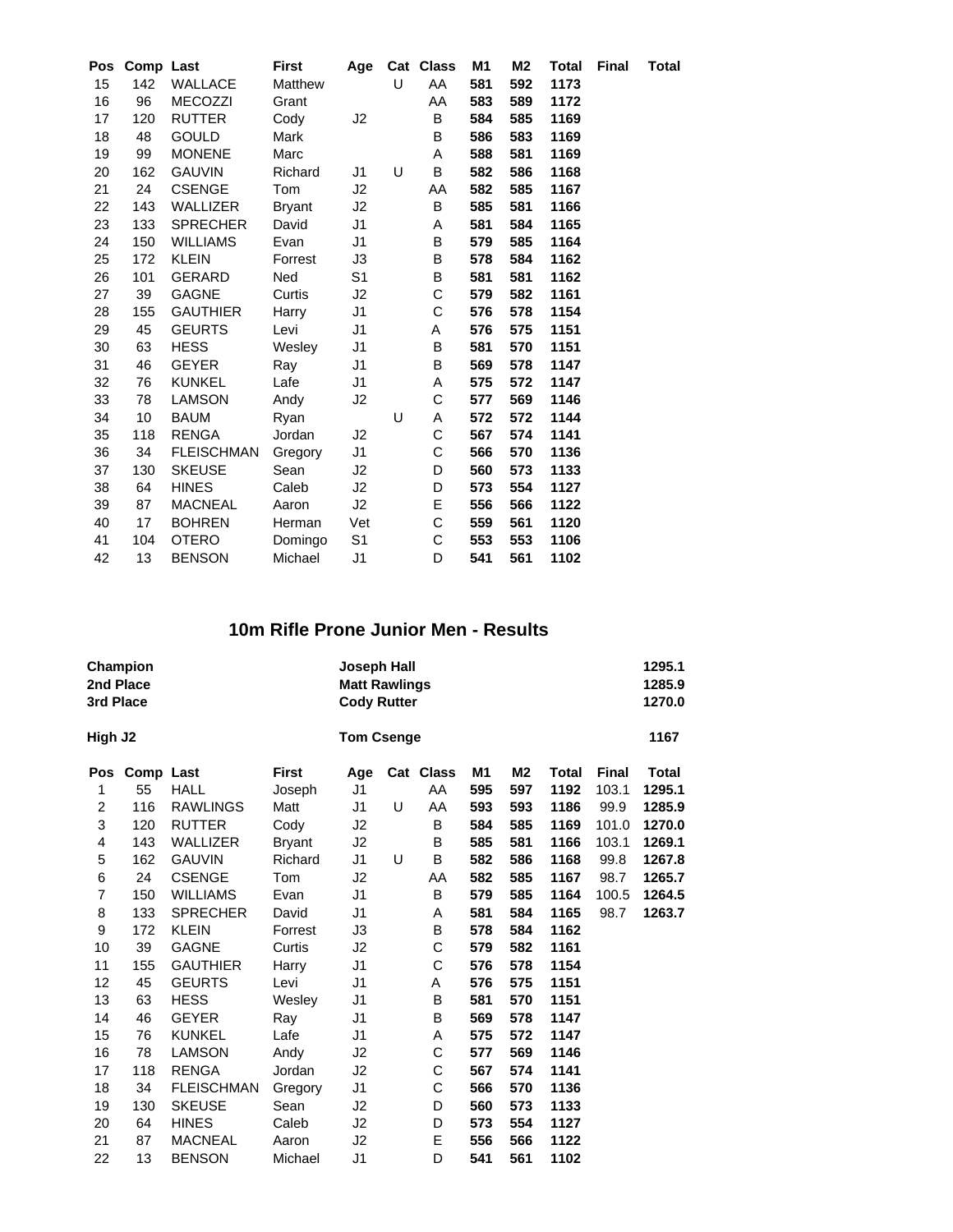| Pos | Comp | Last | First | Age | Cat | Class | M1 | M2 | Total | Final | Total |
|---|---|---|---|---|---|---|---|---|---|---|---|
| 15 | 142 | WALLACE | Matthew | | U | AA | **581** | **592** | **1173** | | |
| 16 | 96 | MECOZZI | Grant | | | AA | **583** | **589** | **1172** | | |
| 17 | 120 | RUTTER | Cody | J2 | | B | **584** | **585** | **1169** | | |
| 18 | 48 | GOULD | Mark | | | B | **586** | **583** | **1169** | | |
| 19 | 99 | MONENE | Marc | | | A | **588** | **581** | **1169** | | |
| 20 | 162 | GAUVIN | Richard | J1 | U | B | **582** | **586** | **1168** | | |
| 21 | 24 | CSENGE | Tom | J2 | | AA | **582** | **585** | **1167** | | |
| 22 | 143 | WALLIZER | Bryant | J2 | | B | **585** | **581** | **1166** | | |
| 23 | 133 | SPRECHER | David | J1 | | A | **581** | **584** | **1165** | | |
| 24 | 150 | WILLIAMS | Evan | J1 | | B | **579** | **585** | **1164** | | |
| 25 | 172 | KLEIN | Forrest | J3 | | B | **578** | **584** | **1162** | | |
| 26 | 101 | GERARD | Ned | S1 | | B | **581** | **581** | **1162** | | |
| 27 | 39 | GAGNE | Curtis | J2 | | C | **579** | **582** | **1161** | | |
| 28 | 155 | GAUTHIER | Harry | J1 | | C | **576** | **578** | **1154** | | |
| 29 | 45 | GEURTS | Levi | J1 | | A | **576** | **575** | **1151** | | |
| 30 | 63 | HESS | Wesley | J1 | | B | **581** | **570** | **1151** | | |
| 31 | 46 | GEYER | Ray | J1 | | B | **569** | **578** | **1147** | | |
| 32 | 76 | KUNKEL | Lafe | J1 | | A | **575** | **572** | **1147** | | |
| 33 | 78 | LAMSON | Andy | J2 | | C | **577** | **569** | **1146** | | |
| 34 | 10 | BAUM | Ryan | | U | A | **572** | **572** | **1144** | | |
| 35 | 118 | RENGA | Jordan | J2 | | C | **567** | **574** | **1141** | | |
| 36 | 34 | FLEISCHMAN | Gregory | J1 | | C | **566** | **570** | **1136** | | |
| 37 | 130 | SKEUSE | Sean | J2 | | D | **560** | **573** | **1133** | | |
| 38 | 64 | HINES | Caleb | J2 | | D | **573** | **554** | **1127** | | |
| 39 | 87 | MACNEAL | Aaron | J2 | | E | **556** | **566** | **1122** | | |
| 40 | 17 | BOHREN | Herman | Vet | | C | **559** | **561** | **1120** | | |
| 41 | 104 | OTERO | Domingo | S1 | | C | **553** | **553** | **1106** | | |
| 42 | 13 | BENSON | Michael | J1 | | D | **541** | **561** | **1102** | | |

## 10m Rifle Prone Junior Men - Results

| | | |
|---|---|---|
| **Champion** | **Joseph Hall** | **1295.1** |
| **2nd Place** | **Matt Rawlings** | **1285.9** |
| **3rd Place** | **Cody Rutter** | **1270.0** |
| **High J2** | **Tom Csenge** | **1167** |

| Pos | Comp | Last | First | Age | Cat | Class | M1 | M2 | Total | Final | Total |
|---|---|---|---|---|---|---|---|---|---|---|---|
| 1 | 55 | HALL | Joseph | J1 | | AA | **595** | **597** | **1192** | 103.1 | **1295.1** |
| 2 | 116 | RAWLINGS | Matt | J1 | U | AA | **593** | **593** | **1186** | 99.9 | **1285.9** |
| 3 | 120 | RUTTER | Cody | J2 | | B | **584** | **585** | **1169** | 101.0 | **1270.0** |
| 4 | 143 | WALLIZER | Bryant | J2 | | B | **585** | **581** | **1166** | 103.1 | **1269.1** |
| 5 | 162 | GAUVIN | Richard | J1 | U | B | **582** | **586** | **1168** | 99.8 | **1267.8** |
| 6 | 24 | CSENGE | Tom | J2 | | AA | **582** | **585** | **1167** | 98.7 | **1265.7** |
| 7 | 150 | WILLIAMS | Evan | J1 | | B | **579** | **585** | **1164** | 100.5 | **1264.5** |
| 8 | 133 | SPRECHER | David | J1 | | A | **581** | **584** | **1165** | 98.7 | **1263.7** |
| 9 | 172 | KLEIN | Forrest | J3 | | B | **578** | **584** | **1162** | | |
| 10 | 39 | GAGNE | Curtis | J2 | | C | **579** | **582** | **1161** | | |
| 11 | 155 | GAUTHIER | Harry | J1 | | C | **576** | **578** | **1154** | | |
| 12 | 45 | GEURTS | Levi | J1 | | A | **576** | **575** | **1151** | | |
| 13 | 63 | HESS | Wesley | J1 | | B | **581** | **570** | **1151** | | |
| 14 | 46 | GEYER | Ray | J1 | | B | **569** | **578** | **1147** | | |
| 15 | 76 | KUNKEL | Lafe | J1 | | A | **575** | **572** | **1147** | | |
| 16 | 78 | LAMSON | Andy | J2 | | C | **577** | **569** | **1146** | | |
| 17 | 118 | RENGA | Jordan | J2 | | C | **567** | **574** | **1141** | | |
| 18 | 34 | FLEISCHMAN | Gregory | J1 | | C | **566** | **570** | **1136** | | |
| 19 | 130 | SKEUSE | Sean | J2 | | D | **560** | **573** | **1133** | | |
| 20 | 64 | HINES | Caleb | J2 | | D | **573** | **554** | **1127** | | |
| 21 | 87 | MACNEAL | Aaron | J2 | | E | **556** | **566** | **1122** | | |
| 22 | 13 | BENSON | Michael | J1 | | D | **541** | **561** | **1102** | | |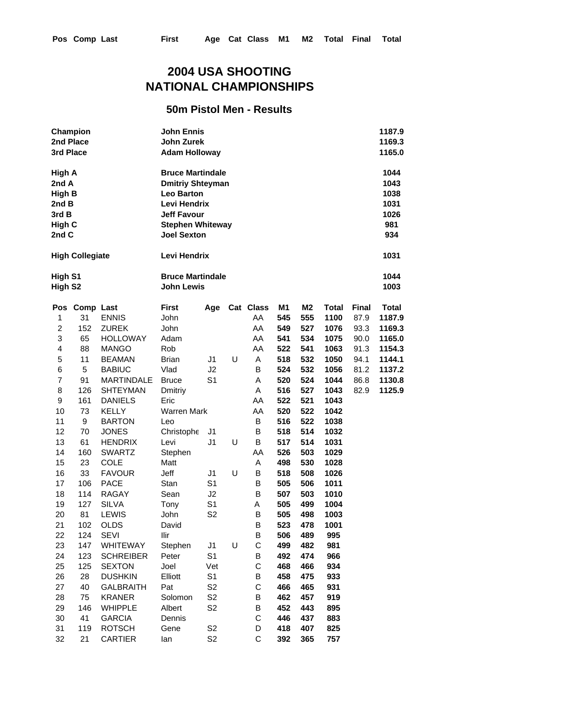# 2004 USA SHOOTING NATIONAL CHAMPIONSHIPS

## 50m Pistol Men - Results

| | | |
|---|---|---|
| **Champion** | **John Ennis** | **1187.9** |
| **2nd Place** | **John Zurek** | **1169.3** |
| **3rd Place** | **Adam Holloway** | **1165.0** |
| | | |
| **High A** | **Bruce Martindale** | **1044** |
| **2nd A** | **Dmitriy Shteyman** | **1043** |
| **High B** | **Leo Barton** | **1038** |
| **2nd B** | **Levi Hendrix** | **1031** |
| **3rd B** | **Jeff Favour** | **1026** |
| **High C** | **Stephen Whiteway** | **981** |
| **2nd C** | **Joel Sexton** | **934** |
| | | |
| **High Collegiate** | **Levi Hendrix** | **1031** |
| | | |
| **High S1** | **Bruce Martindale** | **1044** |
| **High S2** | **John Lewis** | **1003** |

| Pos | Comp | Last | First | Age | Cat | Class | M1 | M2 | Total | Final | Total |
|---|---|---|---|---|---|---|---|---|---|---|---|
| 1 | 31 | ENNIS | John | | | AA | **545** | **555** | **1100** | 87.9 | **1187.9** |
| 2 | 152 | ZUREK | John | | | AA | **549** | **527** | **1076** | 93.3 | **1169.3** |
| 3 | 65 | HOLLOWAY | Adam | | | AA | **541** | **534** | **1075** | 90.0 | **1165.0** |
| 4 | 88 | MANGO | Rob | | | AA | **522** | **541** | **1063** | 91.3 | **1154.3** |
| 5 | 11 | BEAMAN | Brian | J1 | U | A | **518** | **532** | **1050** | 94.1 | **1144.1** |
| 6 | 5 | BABIUC | Vlad | J2 | | B | **524** | **532** | **1056** | 81.2 | **1137.2** |
| 7 | 91 | MARTINDALE | Bruce | S1 | | A | **520** | **524** | **1044** | 86.8 | **1130.8** |
| 8 | 126 | SHTEYMAN | Dmitriy | | | A | **516** | **527** | **1043** | 82.9 | **1125.9** |
| 9 | 161 | DANIELS | Eric | | | AA | **522** | **521** | **1043** | | |
| 10 | 73 | KELLY | Warren Mark | | | AA | **520** | **522** | **1042** | | |
| 11 | 9 | BARTON | Leo | | | B | **516** | **522** | **1038** | | |
| 12 | 70 | JONES | Christophe | J1 | | B | **518** | **514** | **1032** | | |
| 13 | 61 | HENDRIX | Levi | J1 | U | B | **517** | **514** | **1031** | | |
| 14 | 160 | SWARTZ | Stephen | | | AA | **526** | **503** | **1029** | | |
| 15 | 23 | COLE | Matt | | | A | **498** | **530** | **1028** | | |
| 16 | 33 | FAVOUR | Jeff | J1 | U | B | **518** | **508** | **1026** | | |
| 17 | 106 | PACE | Stan | S1 | | B | **505** | **506** | **1011** | | |
| 18 | 114 | RAGAY | Sean | J2 | | B | **507** | **503** | **1010** | | |
| 19 | 127 | SILVA | Tony | S1 | | A | **505** | **499** | **1004** | | |
| 20 | 81 | LEWIS | John | S2 | | B | **505** | **498** | **1003** | | |
| 21 | 102 | OLDS | David | | | B | **523** | **478** | **1001** | | |
| 22 | 124 | SEVI | Ilir | | | B | **506** | **489** | **995** | | |
| 23 | 147 | WHITEWAY | Stephen | J1 | U | C | **499** | **482** | **981** | | |
| 24 | 123 | SCHREIBER | Peter | S1 | | B | **492** | **474** | **966** | | |
| 25 | 125 | SEXTON | Joel | Vet | | C | **468** | **466** | **934** | | |
| 26 | 28 | DUSHKIN | Elliott | S1 | | B | **458** | **475** | **933** | | |
| 27 | 40 | GALBRAITH | Pat | S2 | | C | **466** | **465** | **931** | | |
| 28 | 75 | KRANER | Solomon | S2 | | B | **462** | **457** | **919** | | |
| 29 | 146 | WHIPPLE | Albert | S2 | | B | **452** | **443** | **895** | | |
| 30 | 41 | GARCIA | Dennis | | | C | **446** | **437** | **883** | | |
| 31 | 119 | ROTSCH | Gene | S2 | | D | **418** | **407** | **825** | | |
| 32 | 21 | CARTIER | Ian | S2 | | C | **392** | **365** | **757** | | |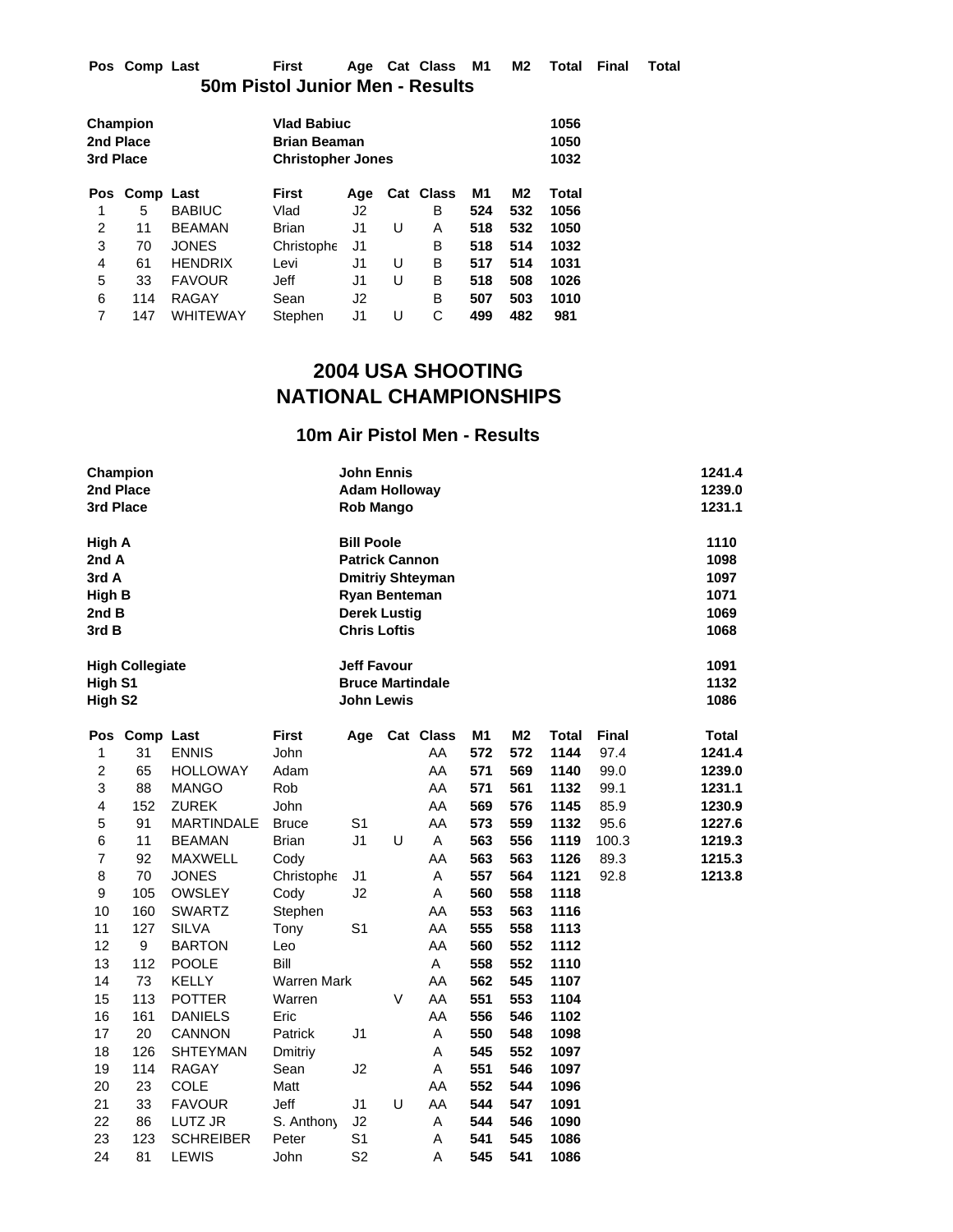| Pos | Comp | Last | First | Age | Cat | Class | M1 | M2 | Total | Final | Total |
|---|---|---|---|---|---|---|---|---|---|---|---|

## 50m Pistol Junior Men - Results

| | | |
|---|---|---|
| **Champion** | **Vlad Babiuc** | **1056** |
| **2nd Place** | **Brian Beaman** | **1050** |
| **3rd Place** | **Christopher Jones** | **1032** |

| Pos | Comp | Last | First | Age | Cat | Class | M1 | M2 | Total |
|---|---|---|---|---|---|---|---|---|---|
| 1 | 5 | BABIUC | Vlad | J2 | | B | 524 | 532 | 1056 |
| 2 | 11 | BEAMAN | Brian | J1 | U | A | 518 | 532 | 1050 |
| 3 | 70 | JONES | Christophe | J1 | | B | 518 | 514 | 1032 |
| 4 | 61 | HENDRIX | Levi | J1 | U | B | 517 | 514 | 1031 |
| 5 | 33 | FAVOUR | Jeff | J1 | U | B | 518 | 508 | 1026 |
| 6 | 114 | RAGAY | Sean | J2 | | B | 507 | 503 | 1010 |
| 7 | 147 | WHITEWAY | Stephen | J1 | U | C | 499 | 482 | 981 |

## 2004 USA SHOOTING NATIONAL CHAMPIONSHIPS

### 10m Air Pistol Men - Results

| | | |
|---|---|---|
| **Champion** | **John Ennis** | **1241.4** |
| **2nd Place** | **Adam Holloway** | **1239.0** |
| **3rd Place** | **Rob Mango** | **1231.1** |
| **High A** | **Bill Poole** | **1110** |
| **2nd A** | **Patrick Cannon** | **1098** |
| **3rd A** | **Dmitriy Shteyman** | **1097** |
| **High B** | **Ryan Benteman** | **1071** |
| **2nd B** | **Derek Lustig** | **1069** |
| **3rd B** | **Chris Loftis** | **1068** |
| **High Collegiate** | **Jeff Favour** | **1091** |
| **High S1** | **Bruce Martindale** | **1132** |
| **High S2** | **John Lewis** | **1086** |

| Pos | Comp | Last | First | Age | Cat | Class | M1 | M2 | Total | Final | Total |
|---|---|---|---|---|---|---|---|---|---|---|---|
| 1 | 31 | ENNIS | John | | | AA | 572 | 572 | 1144 | 97.4 | 1241.4 |
| 2 | 65 | HOLLOWAY | Adam | | | AA | 571 | 569 | 1140 | 99.0 | 1239.0 |
| 3 | 88 | MANGO | Rob | | | AA | 571 | 561 | 1132 | 99.1 | 1231.1 |
| 4 | 152 | ZUREK | John | | | AA | 569 | 576 | 1145 | 85.9 | 1230.9 |
| 5 | 91 | MARTINDALE | Bruce | S1 | | AA | 573 | 559 | 1132 | 95.6 | 1227.6 |
| 6 | 11 | BEAMAN | Brian | J1 | U | A | 563 | 556 | 1119 | 100.3 | 1219.3 |
| 7 | 92 | MAXWELL | Cody | | | AA | 563 | 563 | 1126 | 89.3 | 1215.3 |
| 8 | 70 | JONES | Christophe | J1 | | A | 557 | 564 | 1121 | 92.8 | 1213.8 |
| 9 | 105 | OWSLEY | Cody | J2 | | A | 560 | 558 | 1118 | | |
| 10 | 160 | SWARTZ | Stephen | | | AA | 553 | 563 | 1116 | | |
| 11 | 127 | SILVA | Tony | S1 | | AA | 555 | 558 | 1113 | | |
| 12 | 9 | BARTON | Leo | | | AA | 560 | 552 | 1112 | | |
| 13 | 112 | POOLE | Bill | | | A | 558 | 552 | 1110 | | |
| 14 | 73 | KELLY | Warren Mark | | | AA | 562 | 545 | 1107 | | |
| 15 | 113 | POTTER | Warren | | V | AA | 551 | 553 | 1104 | | |
| 16 | 161 | DANIELS | Eric | | | AA | 556 | 546 | 1102 | | |
| 17 | 20 | CANNON | Patrick | J1 | | A | 550 | 548 | 1098 | | |
| 18 | 126 | SHTEYMAN | Dmitriy | | | A | 545 | 552 | 1097 | | |
| 19 | 114 | RAGAY | Sean | J2 | | A | 551 | 546 | 1097 | | |
| 20 | 23 | COLE | Matt | | | AA | 552 | 544 | 1096 | | |
| 21 | 33 | FAVOUR | Jeff | J1 | U | AA | 544 | 547 | 1091 | | |
| 22 | 86 | LUTZ JR | S. Anthony | J2 | | A | 544 | 546 | 1090 | | |
| 23 | 123 | SCHREIBER | Peter | S1 | | A | 541 | 545 | 1086 | | |
| 24 | 81 | LEWIS | John | S2 | | A | 545 | 541 | 1086 | | |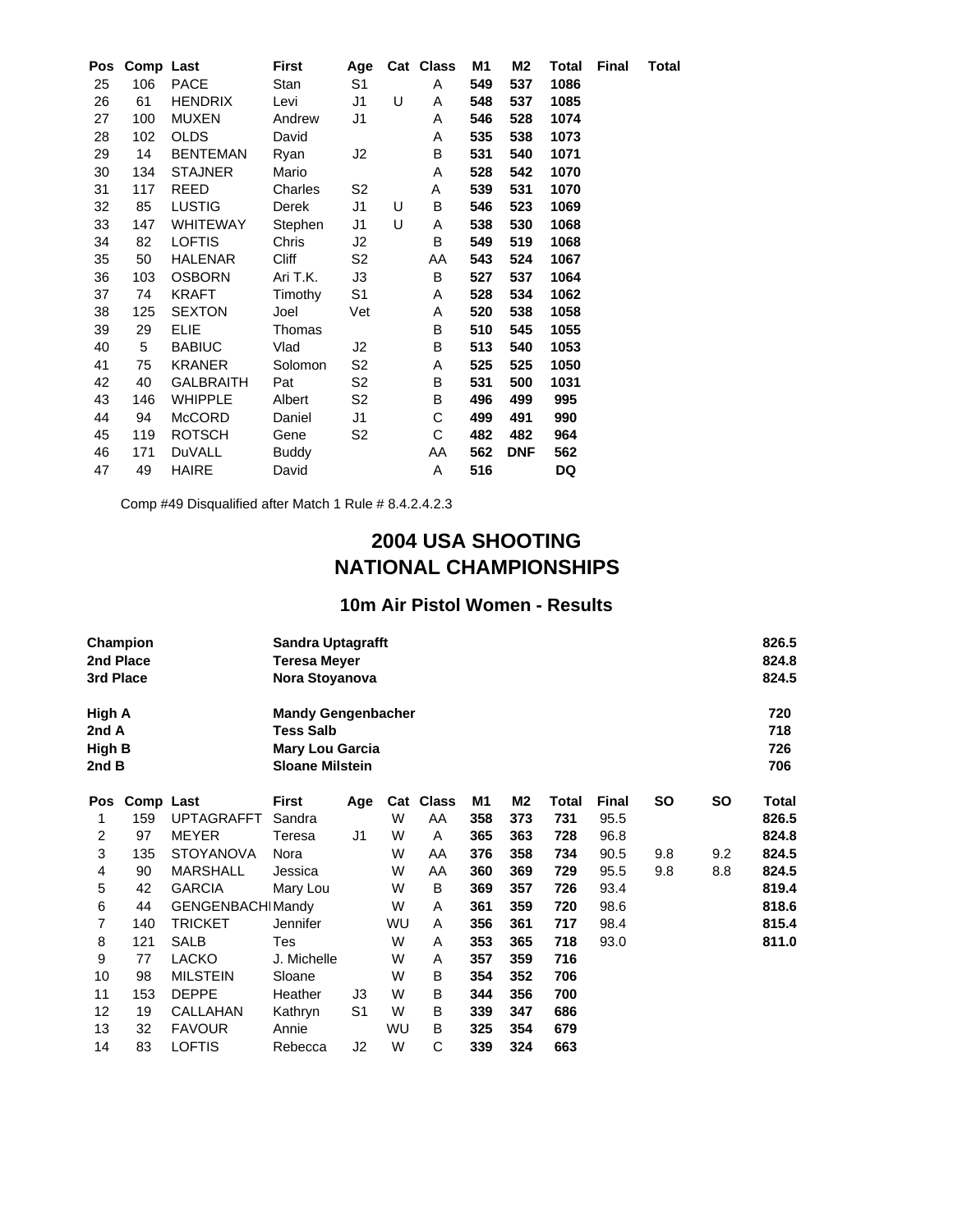| Pos | Comp | Last | First | Age | Cat | Class | M1 | M2 | Total | Final | Total |
|---|---|---|---|---|---|---|---|---|---|---|---|
| 25 | 106 | PACE | Stan | S1 | | A | **549** | **537** | **1086** | | |
| 26 | 61 | HENDRIX | Levi | J1 | U | A | **548** | **537** | **1085** | | |
| 27 | 100 | MUXEN | Andrew | J1 | | A | **546** | **528** | **1074** | | |
| 28 | 102 | OLDS | David | | | A | **535** | **538** | **1073** | | |
| 29 | 14 | BENTEMAN | Ryan | J2 | | B | **531** | **540** | **1071** | | |
| 30 | 134 | STAJNER | Mario | | | A | **528** | **542** | **1070** | | |
| 31 | 117 | REED | Charles | S2 | | A | **539** | **531** | **1070** | | |
| 32 | 85 | LUSTIG | Derek | J1 | U | B | **546** | **523** | **1069** | | |
| 33 | 147 | WHITEWAY | Stephen | J1 | U | A | **538** | **530** | **1068** | | |
| 34 | 82 | LOFTIS | Chris | J2 | | B | **549** | **519** | **1068** | | |
| 35 | 50 | HALENAR | Cliff | S2 | | AA | **543** | **524** | **1067** | | |
| 36 | 103 | OSBORN | Ari T.K. | J3 | | B | **527** | **537** | **1064** | | |
| 37 | 74 | KRAFT | Timothy | S1 | | A | **528** | **534** | **1062** | | |
| 38 | 125 | SEXTON | Joel | Vet | | A | **520** | **538** | **1058** | | |
| 39 | 29 | ELIE | Thomas | | | B | **510** | **545** | **1055** | | |
| 40 | 5 | BABIUC | Vlad | J2 | | B | **513** | **540** | **1053** | | |
| 41 | 75 | KRANER | Solomon | S2 | | A | **525** | **525** | **1050** | | |
| 42 | 40 | GALBRAITH | Pat | S2 | | B | **531** | **500** | **1031** | | |
| 43 | 146 | WHIPPLE | Albert | S2 | | B | **496** | **499** | **995** | | |
| 44 | 94 | McCORD | Daniel | J1 | | C | **499** | **491** | **990** | | |
| 45 | 119 | ROTSCH | Gene | S2 | | C | **482** | **482** | **964** | | |
| 46 | 171 | DuVALL | Buddy | | | AA | **562** | **DNF** | **562** | | |
| 47 | 49 | HAIRE | David | | | A | **516** | | **DQ** | | |

Comp #49 Disqualified after Match 1 Rule # 8.4.2.4.2.3

## 2004 USA SHOOTING NATIONAL CHAMPIONSHIPS

### 10m Air Pistol Women - Results

| | | |
|---|---|---|
| **Champion** | **Sandra Uptagrafft** | **826.5** |
| **2nd Place** | **Teresa Meyer** | **824.8** |
| **3rd Place** | **Nora Stoyanova** | **824.5** |
| **High A** | **Mandy Gengenbacher** | **720** |
| **2nd A** | **Tess Salb** | **718** |
| **High B** | **Mary Lou Garcia** | **726** |
| **2nd B** | **Sloane Milstein** | **706** |

| Pos | Comp | Last | First | Age | Cat | Class | M1 | M2 | Total | Final | SO | SO | Total |
|---|---|---|---|---|---|---|---|---|---|---|---|---|---|
| 1 | 159 | UPTAGRAFFT | Sandra | | W | AA | **358** | **373** | **731** | 95.5 | | | **826.5** |
| 2 | 97 | MEYER | Teresa | J1 | W | A | **365** | **363** | **728** | 96.8 | | | **824.8** |
| 3 | 135 | STOYANOVA | Nora | | W | AA | **376** | **358** | **734** | 90.5 | 9.8 | 9.2 | **824.5** |
| 4 | 90 | MARSHALL | Jessica | | W | AA | **360** | **369** | **729** | 95.5 | 9.8 | 8.8 | **824.5** |
| 5 | 42 | GARCIA | Mary Lou | | W | B | **369** | **357** | **726** | 93.4 | | | **819.4** |
| 6 | 44 | GENGENBACHI | Mandy | | W | A | **361** | **359** | **720** | 98.6 | | | **818.6** |
| 7 | 140 | TRICKET | Jennifer | | WU | A | **356** | **361** | **717** | 98.4 | | | **815.4** |
| 8 | 121 | SALB | Tes | | W | A | **353** | **365** | **718** | 93.0 | | | **811.0** |
| 9 | 77 | LACKO | J. Michelle | | W | A | **357** | **359** | **716** | | | | |
| 10 | 98 | MILSTEIN | Sloane | | W | B | **354** | **352** | **706** | | | | |
| 11 | 153 | DEPPE | Heather | J3 | W | B | **344** | **356** | **700** | | | | |
| 12 | 19 | CALLAHAN | Kathryn | S1 | W | B | **339** | **347** | **686** | | | | |
| 13 | 32 | FAVOUR | Annie | | WU | B | **325** | **354** | **679** | | | | |
| 14 | 83 | LOFTIS | Rebecca | J2 | W | C | **339** | **324** | **663** | | | | |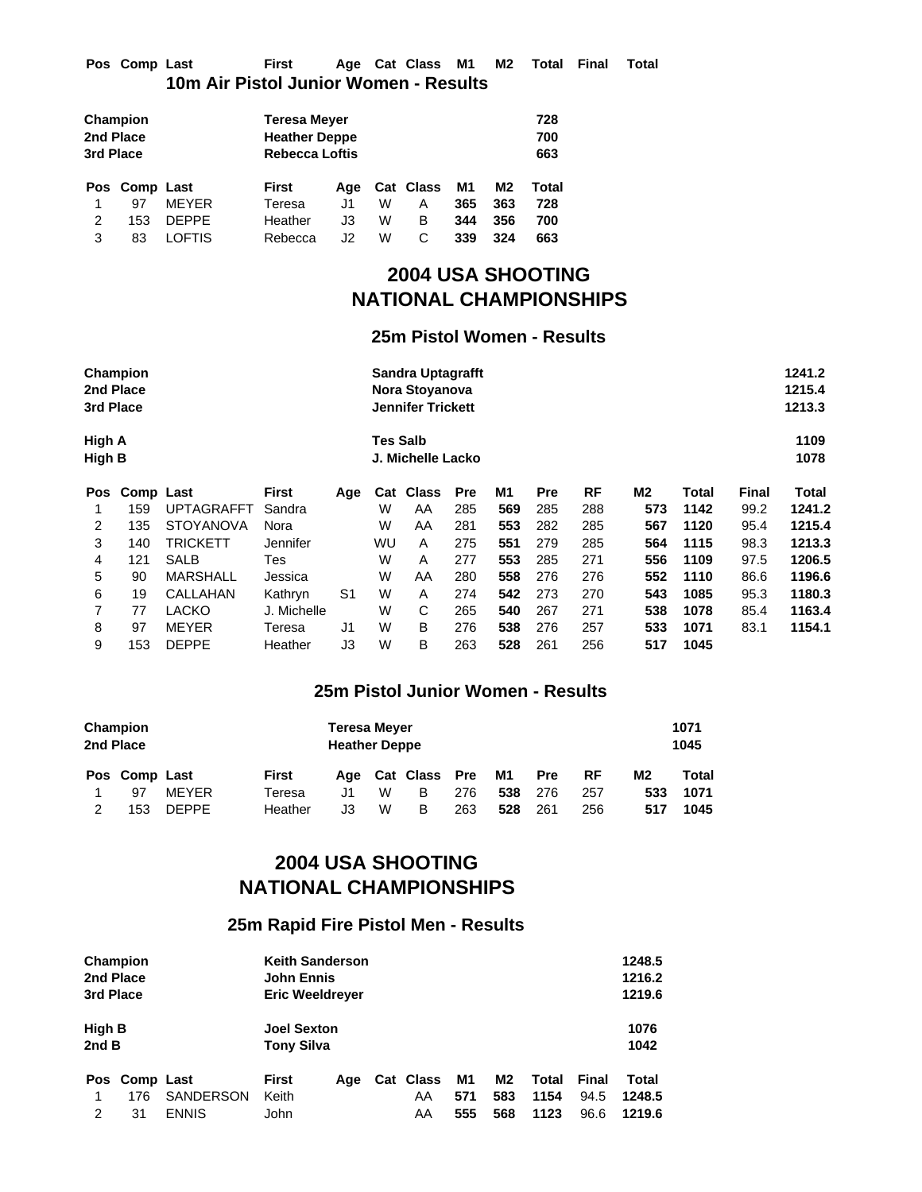| Pos | Comp | Last | First | Age | Cat | Class | M1 | M2 | Total | Final | Total |
|---|---|---|---|---|---|---|---|---|---|---|---|

## 10m Air Pistol Junior Women - Results

| | | |
|---|---|---|
| **Champion** | **Teresa Meyer** | **728** |
| **2nd Place** | **Heather Deppe** | **700** |
| **3rd Place** | **Rebecca Loftis** | **663** |

| Pos | Comp | Last | First | Age | Cat | Class | M1 | M2 | Total |
|---|---|---|---|---|---|---|---|---|---|
| 1 | 97 | MEYER | Teresa | J1 | W | A | **365** | **363** | **728** |
| 2 | 153 | DEPPE | Heather | J3 | W | B | **344** | **356** | **700** |
| 3 | 83 | LOFTIS | Rebecca | J2 | W | C | **339** | **324** | **663** |

# 2004 USA SHOOTING NATIONAL CHAMPIONSHIPS

## 25m Pistol Women - Results

| | | |
|---|---|---|
| **Champion** | **Sandra Uptagrafft** | **1241.2** |
| **2nd Place** | **Nora Stoyanova** | **1215.4** |
| **3rd Place** | **Jennifer Trickett** | **1213.3** |
| **High A** | **Tes Salb** | **1109** |
| **High B** | **J. Michelle Lacko** | **1078** |

| Pos | Comp | Last | First | Age | Cat | Class | Pre | M1 | Pre | RF | M2 | Total | Final | Total |
|---|---|---|---|---|---|---|---|---|---|---|---|---|---|---|
| 1 | 159 | UPTAGRAFFT | Sandra | | W | AA | 285 | **569** | 285 | 288 | **573** | **1142** | 99.2 | **1241.2** |
| 2 | 135 | STOYANOVA | Nora | | W | AA | 281 | **553** | 282 | 285 | **567** | **1120** | 95.4 | **1215.4** |
| 3 | 140 | TRICKETT | Jennifer | | WU | A | 275 | **551** | 279 | 285 | **564** | **1115** | 98.3 | **1213.3** |
| 4 | 121 | SALB | Tes | | W | A | 277 | **553** | 285 | 271 | **556** | **1109** | 97.5 | **1206.5** |
| 5 | 90 | MARSHALL | Jessica | | W | AA | 280 | **558** | 276 | 276 | **552** | **1110** | 86.6 | **1196.6** |
| 6 | 19 | CALLAHAN | Kathryn | S1 | W | A | 274 | **542** | 273 | 270 | **543** | **1085** | 95.3 | **1180.3** |
| 7 | 77 | LACKO | J. Michelle | | W | C | 265 | **540** | 267 | 271 | **538** | **1078** | 85.4 | **1163.4** |
| 8 | 97 | MEYER | Teresa | J1 | W | B | 276 | **538** | 276 | 257 | **533** | **1071** | 83.1 | **1154.1** |
| 9 | 153 | DEPPE | Heather | J3 | W | B | 263 | **528** | 261 | 256 | **517** | **1045** | | |

## 25m Pistol Junior Women - Results

| | | |
|---|---|---|
| **Champion** | **Teresa Meyer** | **1071** |
| **2nd Place** | **Heather Deppe** | **1045** |

| Pos | Comp | Last | First | Age | Cat | Class | Pre | M1 | Pre | RF | M2 | Total |
|---|---|---|---|---|---|---|---|---|---|---|---|---|
| 1 | 97 | MEYER | Teresa | J1 | W | B | 276 | **538** | 276 | 257 | **533** | **1071** |
| 2 | 153 | DEPPE | Heather | J3 | W | B | 263 | **528** | 261 | 256 | **517** | **1045** |

# 2004 USA SHOOTING NATIONAL CHAMPIONSHIPS

## 25m Rapid Fire Pistol Men - Results

| | | |
|---|---|---|
| **Champion** | **Keith Sanderson** | **1248.5** |
| **2nd Place** | **John Ennis** | **1216.2** |
| **3rd Place** | **Eric Weeldreyer** | **1219.6** |
| **High B** | **Joel Sexton** | **1076** |
| **2nd B** | **Tony Silva** | **1042** |

| Pos | Comp | Last | First | Age | Cat | Class | M1 | M2 | Total | Final | Total |
|---|---|---|---|---|---|---|---|---|---|---|---|
| 1 | 176 | SANDERSON | Keith | | | AA | **571** | **583** | **1154** | 94.5 | **1248.5** |
| 2 | 31 | ENNIS | John | | | AA | **555** | **568** | **1123** | 96.6 | **1219.6** |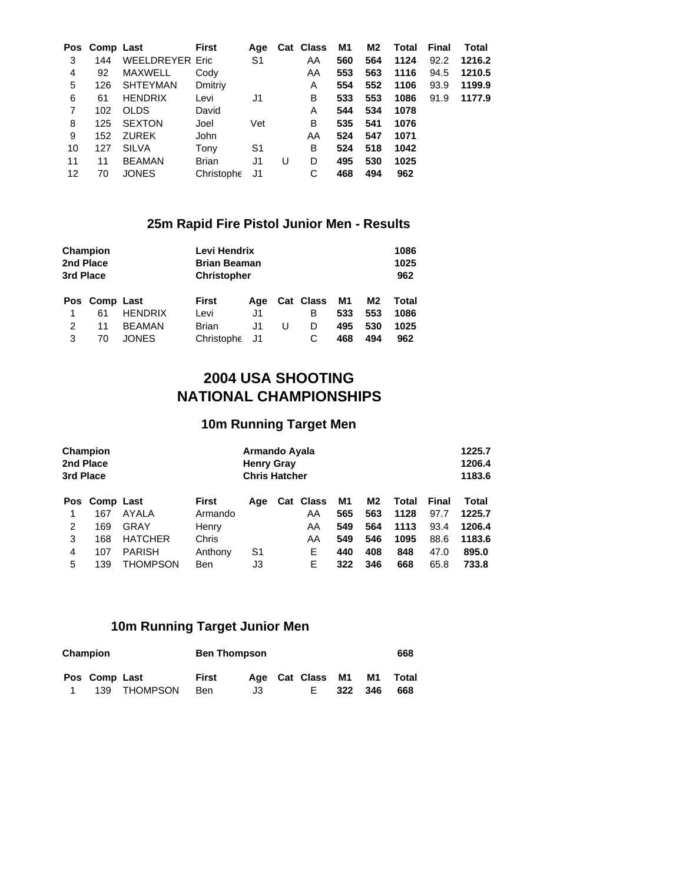| Pos | Comp | Last | First | Age | Cat | Class | M1 | M2 | Total | Final | Total |
|---|---|---|---|---|---|---|---|---|---|---|---|
| 3 | 144 | WEELDREYER | Eric | S1 | | AA | **560** | **564** | **1124** | 92.2 | **1216.2** |
| 4 | 92 | MAXWELL | Cody | | | AA | **553** | **563** | **1116** | 94.5 | **1210.5** |
| 5 | 126 | SHTEYMAN | Dmitriy | | | A | **554** | **552** | **1106** | 93.9 | **1199.9** |
| 6 | 61 | HENDRIX | Levi | J1 | | B | **533** | **553** | **1086** | 91.9 | **1177.9** |
| 7 | 102 | OLDS | David | | | A | **544** | **534** | **1078** | | |
| 8 | 125 | SEXTON | Joel | Vet | | B | **535** | **541** | **1076** | | |
| 9 | 152 | ZUREK | John | | | AA | **524** | **547** | **1071** | | |
| 10 | 127 | SILVA | Tony | S1 | | B | **524** | **518** | **1042** | | |
| 11 | 11 | BEAMAN | Brian | J1 | U | D | **495** | **530** | **1025** | | |
| 12 | 70 | JONES | Christophe | J1 | | C | **468** | **494** | **962** | | |

## 25m Rapid Fire Pistol Junior Men - Results

| | | |
|---|---|---|
| **Champion** | **Levi Hendrix** | **1086** |
| **2nd Place** | **Brian Beaman** | **1025** |
| **3rd Place** | **Christopher** | **962** |

| Pos | Comp | Last | First | Age | Cat | Class | M1 | M2 | Total |
|---|---|---|---|---|---|---|---|---|---|
| 1 | 61 | HENDRIX | Levi | J1 | | B | **533** | **553** | **1086** |
| 2 | 11 | BEAMAN | Brian | J1 | U | D | **495** | **530** | **1025** |
| 3 | 70 | JONES | Christophe | J1 | | C | **468** | **494** | **962** |

# 2004 USA SHOOTING NATIONAL CHAMPIONSHIPS

## 10m Running Target Men

| | | |
|---|---|---|
| **Champion** | **Armando Ayala** | **1225.7** |
| **2nd Place** | **Henry Gray** | **1206.4** |
| **3rd Place** | **Chris Hatcher** | **1183.6** |

| Pos | Comp | Last | First | Age | Cat | Class | M1 | M2 | Total | Final | Total |
|---|---|---|---|---|---|---|---|---|---|---|---|
| 1 | 167 | AYALA | Armando | | | AA | **565** | **563** | **1128** | 97.7 | **1225.7** |
| 2 | 169 | GRAY | Henry | | | AA | **549** | **564** | **1113** | 93.4 | **1206.4** |
| 3 | 168 | HATCHER | Chris | | | AA | **549** | **546** | **1095** | 88.6 | **1183.6** |
| 4 | 107 | PARISH | Anthony | S1 | | E | **440** | **408** | **848** | 47.0 | **895.0** |
| 5 | 139 | THOMPSON | Ben | J3 | | E | **322** | **346** | **668** | 65.8 | **733.8** |

## 10m Running Target Junior Men

| | | |
|---|---|---|
| **Champion** | **Ben Thompson** | **668** |

| Pos | Comp | Last | First | Age | Cat | Class | M1 | M1 | Total |
|---|---|---|---|---|---|---|---|---|---|
| 1 | 139 | THOMPSON | Ben | J3 | | E | **322** | **346** | **668** |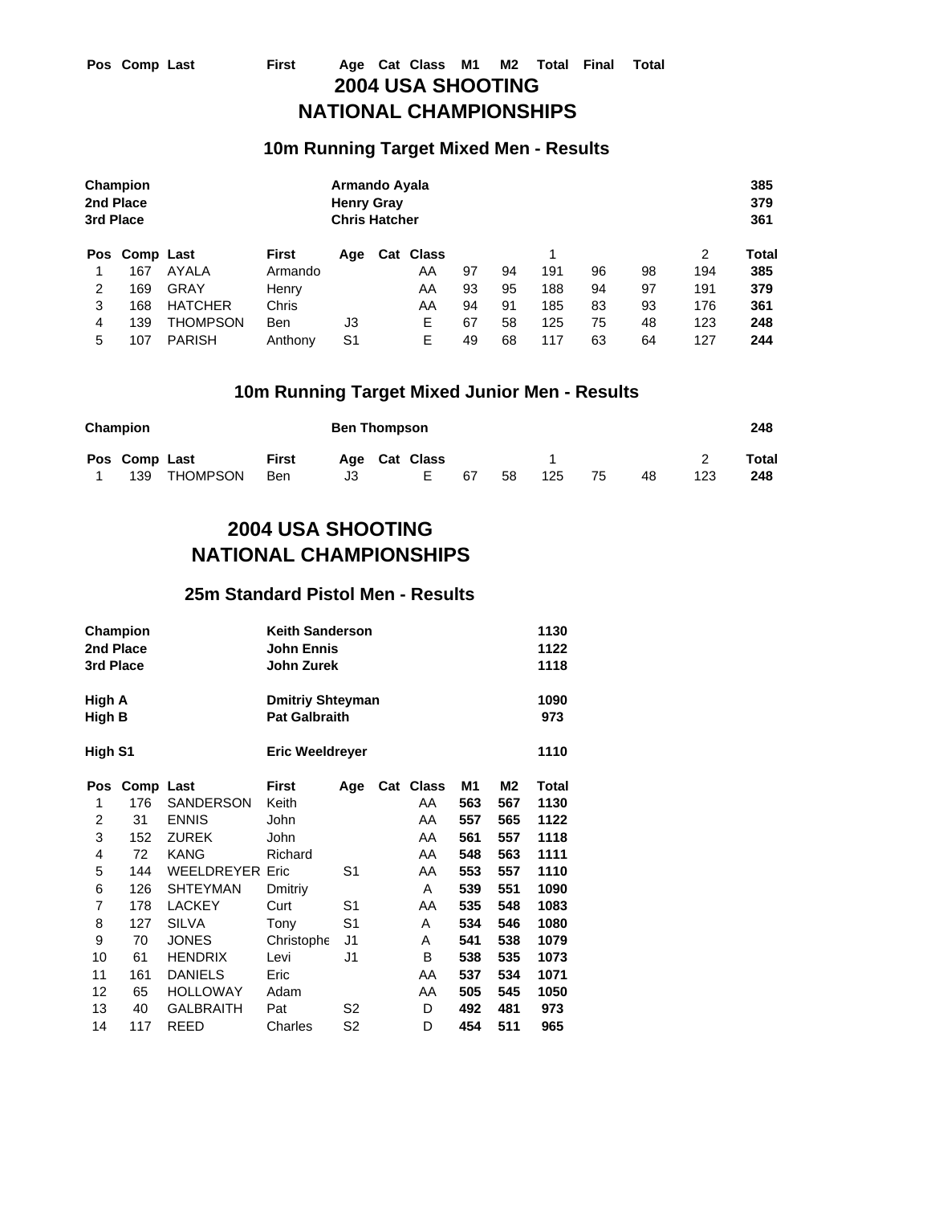Pos Comp Last First Age Cat Class M1 M2 Total Final Total

# 2004 USA SHOOTING NATIONAL CHAMPIONSHIPS

## 10m Running Target Mixed Men - Results

| | | |
|---|---|---|
| **Champion** | **Armando Ayala** | **385** |
| **2nd Place** | **Henry Gray** | **379** |
| **3rd Place** | **Chris Hatcher** | **361** |

| Pos | Comp | Last | First | Age | Cat | Class | | | 1 | | | 2 | Total |
|---|---|---|---|---|---|---|---|---|---|---|---|---|---|
| 1 | 167 | AYALA | Armando | | | AA | 97 | 94 | 191 | 96 | 98 | 194 | **385** |
| 2 | 169 | GRAY | Henry | | | AA | 93 | 95 | 188 | 94 | 97 | 191 | **379** |
| 3 | 168 | HATCHER | Chris | | | AA | 94 | 91 | 185 | 83 | 93 | 176 | **361** |
| 4 | 139 | THOMPSON | Ben | J3 | | E | 67 | 58 | 125 | 75 | 48 | 123 | **248** |
| 5 | 107 | PARISH | Anthony | S1 | | E | 49 | 68 | 117 | 63 | 64 | 127 | **244** |

## 10m Running Target Mixed Junior Men - Results

| | | |
|---|---|---|
| **Champion** | **Ben Thompson** | **248** |

| Pos | Comp | Last | First | Age | Cat | Class | | | 1 | | | 2 | Total |
|---|---|---|---|---|---|---|---|---|---|---|---|---|---|
| 1 | 139 | THOMPSON | Ben | J3 | | E | 67 | 58 | 125 | 75 | 48 | 123 | **248** |

# 2004 USA SHOOTING NATIONAL CHAMPIONSHIPS

## 25m Standard Pistol Men - Results

| | | |
|---|---|---|
| **Champion** | **Keith Sanderson** | **1130** |
| **2nd Place** | **John Ennis** | **1122** |
| **3rd Place** | **John Zurek** | **1118** |
| | | |
| **High A** | **Dmitriy Shteyman** | **1090** |
| **High B** | **Pat Galbraith** | **973** |
| | | |
| **High S1** | **Eric Weeldreyer** | **1110** |

| Pos | Comp | Last | First | Age | Cat | Class | M1 | M2 | Total |
|---|---|---|---|---|---|---|---|---|---|
| 1 | 176 | SANDERSON | Keith | | | AA | **563** | **567** | **1130** |
| 2 | 31 | ENNIS | John | | | AA | **557** | **565** | **1122** |
| 3 | 152 | ZUREK | John | | | AA | **561** | **557** | **1118** |
| 4 | 72 | KANG | Richard | | | AA | **548** | **563** | **1111** |
| 5 | 144 | WEELDREYER | Eric | S1 | | AA | **553** | **557** | **1110** |
| 6 | 126 | SHTEYMAN | Dmitriy | | | A | **539** | **551** | **1090** |
| 7 | 178 | LACKEY | Curt | S1 | | AA | **535** | **548** | **1083** |
| 8 | 127 | SILVA | Tony | S1 | | A | **534** | **546** | **1080** |
| 9 | 70 | JONES | Christophe | J1 | | A | **541** | **538** | **1079** |
| 10 | 61 | HENDRIX | Levi | J1 | | B | **538** | **535** | **1073** |
| 11 | 161 | DANIELS | Eric | | | AA | **537** | **534** | **1071** |
| 12 | 65 | HOLLOWAY | Adam | | | AA | **505** | **545** | **1050** |
| 13 | 40 | GALBRAITH | Pat | S2 | | D | **492** | **481** | **973** |
| 14 | 117 | REED | Charles | S2 | | D | **454** | **511** | **965** |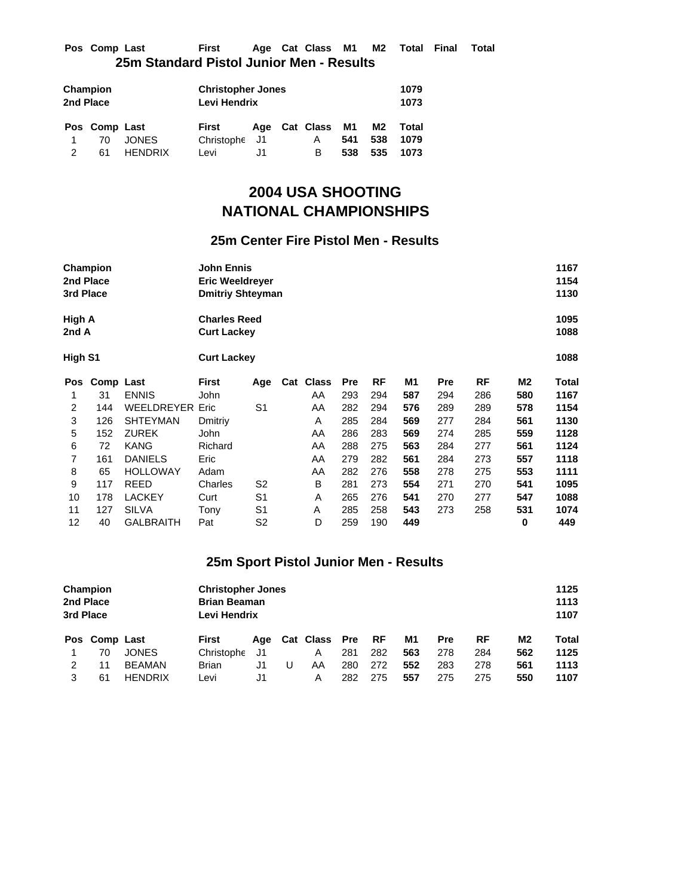| Pos | Comp | Last | First | Age | Cat | Class | M1 | M2 | Total | Final | Total |
|---|---|---|---|---|---|---|---|---|---|---|---|

## 25m Standard Pistol Junior Men - Results

| | | |
|---|---|---|
| **Champion** | **Christopher Jones** | **1079** |
| **2nd Place** | **Levi Hendrix** | **1073** |

| Pos | Comp | Last | First | Age | Cat | Class | M1 | M2 | Total |
|---|---|---|---|---|---|---|---|---|---|
| 1 | 70 | JONES | Christophe | J1 | | A | **541** | **538** | **1079** |
| 2 | 61 | HENDRIX | Levi | J1 | | B | **538** | **535** | **1073** |

# 2004 USA SHOOTING NATIONAL CHAMPIONSHIPS

## 25m Center Fire Pistol Men - Results

| | | |
|---|---|---|
| **Champion** | **John Ennis** | **1167** |
| **2nd Place** | **Eric Weeldreyer** | **1154** |
| **3rd Place** | **Dmitriy Shteyman** | **1130** |
| **High A** | **Charles Reed** | **1095** |
| **2nd A** | **Curt Lackey** | **1088** |
| **High S1** | **Curt Lackey** | **1088** |

| Pos | Comp | Last | First | Age | Cat | Class | Pre | RF | M1 | Pre | RF | M2 | Total |
|---|---|---|---|---|---|---|---|---|---|---|---|---|---|
| 1 | 31 | ENNIS | John | | | AA | 293 | 294 | **587** | 294 | 286 | **580** | **1167** |
| 2 | 144 | WEELDREYER | Eric | S1 | | AA | 282 | 294 | **576** | 289 | 289 | **578** | **1154** |
| 3 | 126 | SHTEYMAN | Dmitriy | | | A | 285 | 284 | **569** | 277 | 284 | **561** | **1130** |
| 5 | 152 | ZUREK | John | | | AA | 286 | 283 | **569** | 274 | 285 | **559** | **1128** |
| 6 | 72 | KANG | Richard | | | AA | 288 | 275 | **563** | 284 | 277 | **561** | **1124** |
| 7 | 161 | DANIELS | Eric | | | AA | 279 | 282 | **561** | 284 | 273 | **557** | **1118** |
| 8 | 65 | HOLLOWAY | Adam | | | AA | 282 | 276 | **558** | 278 | 275 | **553** | **1111** |
| 9 | 117 | REED | Charles | S2 | | B | 281 | 273 | **554** | 271 | 270 | **541** | **1095** |
| 10 | 178 | LACKEY | Curt | S1 | | A | 265 | 276 | **541** | 270 | 277 | **547** | **1088** |
| 11 | 127 | SILVA | Tony | S1 | | A | 285 | 258 | **543** | 273 | 258 | **531** | **1074** |
| 12 | 40 | GALBRAITH | Pat | S2 | | D | 259 | 190 | **449** | | | **0** | **449** |

## 25m Sport Pistol Junior Men - Results

| | | |
|---|---|---|
| **Champion** | **Christopher Jones** | **1125** |
| **2nd Place** | **Brian Beaman** | **1113** |
| **3rd Place** | **Levi Hendrix** | **1107** |

| Pos | Comp | Last | First | Age | Cat | Class | Pre | RF | M1 | Pre | RF | M2 | Total |
|---|---|---|---|---|---|---|---|---|---|---|---|---|---|
| 1 | 70 | JONES | Christophe | J1 | | A | 281 | 282 | **563** | 278 | 284 | **562** | **1125** |
| 2 | 11 | BEAMAN | Brian | J1 | U | AA | 280 | 272 | **552** | 283 | 278 | **561** | **1113** |
| 3 | 61 | HENDRIX | Levi | J1 | | A | 282 | 275 | **557** | 275 | 275 | **550** | **1107** |